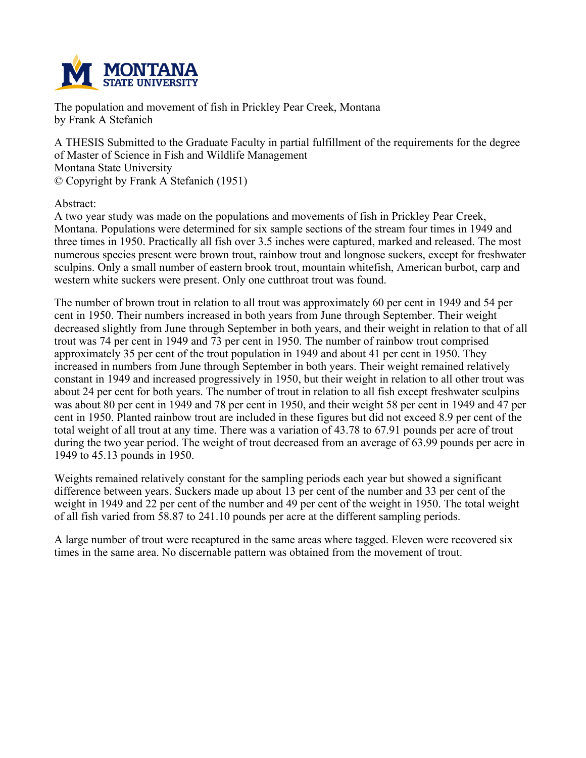The population and movement of fish in Prickley Pear Creek, Montana
by Frank A Stefanich

A THESIS Submitted to the Graduate Faculty in partial fulfillment of the requirements for the degree of Master of Science in Fish and Wildlife Management
Montana State University
© Copyright by Frank A Stefanich (1951)

Abstract:
A two year study was made on the populations and movements of fish in Prickley Pear Creek, Montana. Populations were determined for six sample sections of the stream four times in 1949 and three times in 1950. Practically all fish over 3.5 inches were captured, marked and released. The most numerous species present were brown trout, rainbow trout and longnose suckers, except for freshwater sculpins. Only a small number of eastern brook trout, mountain whitefish, American burbot, carp and western white suckers were present. Only one cutthroat trout was found.

The number of brown trout in relation to all trout was approximately 60 per cent in 1949 and 54 per cent in 1950. Their numbers increased in both years from June through September. Their weight decreased slightly from June through September in both years, and their weight in relation to that of all trout was 74 per cent in 1949 and 73 per cent in 1950. The number of rainbow trout comprised approximately 35 per cent of the trout population in 1949 and about 41 per cent in 1950. They increased in numbers from June through September in both years. Their weight remained relatively constant in 1949 and increased progressively in 1950, but their weight in relation to all other trout was about 24 per cent for both years. The number of trout in relation to all fish except freshwater sculpins was about 80 per cent in 1949 and 78 per cent in 1950, and their weight 58 per cent in 1949 and 47 per cent in 1950. Planted rainbow trout are included in these figures but did not exceed 8.9 per cent of the total weight of all trout at any time. There was a variation of 43.78 to 67.91 pounds per acre of trout during the two year period. The weight of trout decreased from an average of 63.99 pounds per acre in 1949 to 45.13 pounds in 1950.

Weights remained relatively constant for the sampling periods each year but showed a significant difference between years. Suckers made up about 13 per cent of the number and 33 per cent of the weight in 1949 and 22 per cent of the number and 49 per cent of the weight in 1950. The total weight of all fish varied from 58.87 to 241.10 pounds per acre at the different sampling periods.

A large number of trout were recaptured in the same areas where tagged. Eleven were recovered six times in the same area. No discernable pattern was obtained from the movement of trout.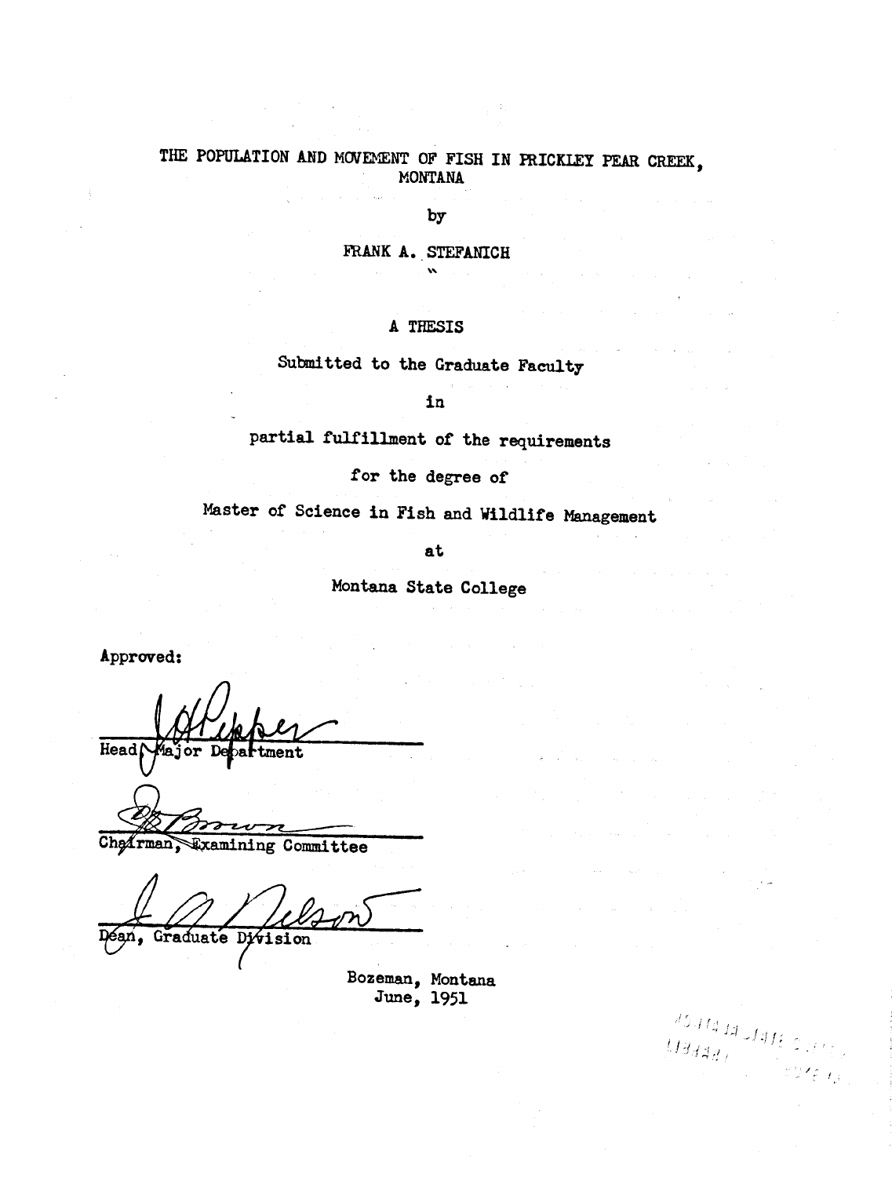# THE POPULATION AND MOVEMENT OF FISH IN PRICKLEY PEAR CREEK, MONTANA

by

FRANK A. STEFANICH

A THESIS

Submitted to the Graduate Faculty

in

partial fulfillment of the requirements

for the degree of

Master of Science in Fish and Wildlife Management

at

Montana State College

Approved:

Head, Major Department

Chairman, Examining Committee

Dean, Graduate Division

Bozeman, Montana
June, 1951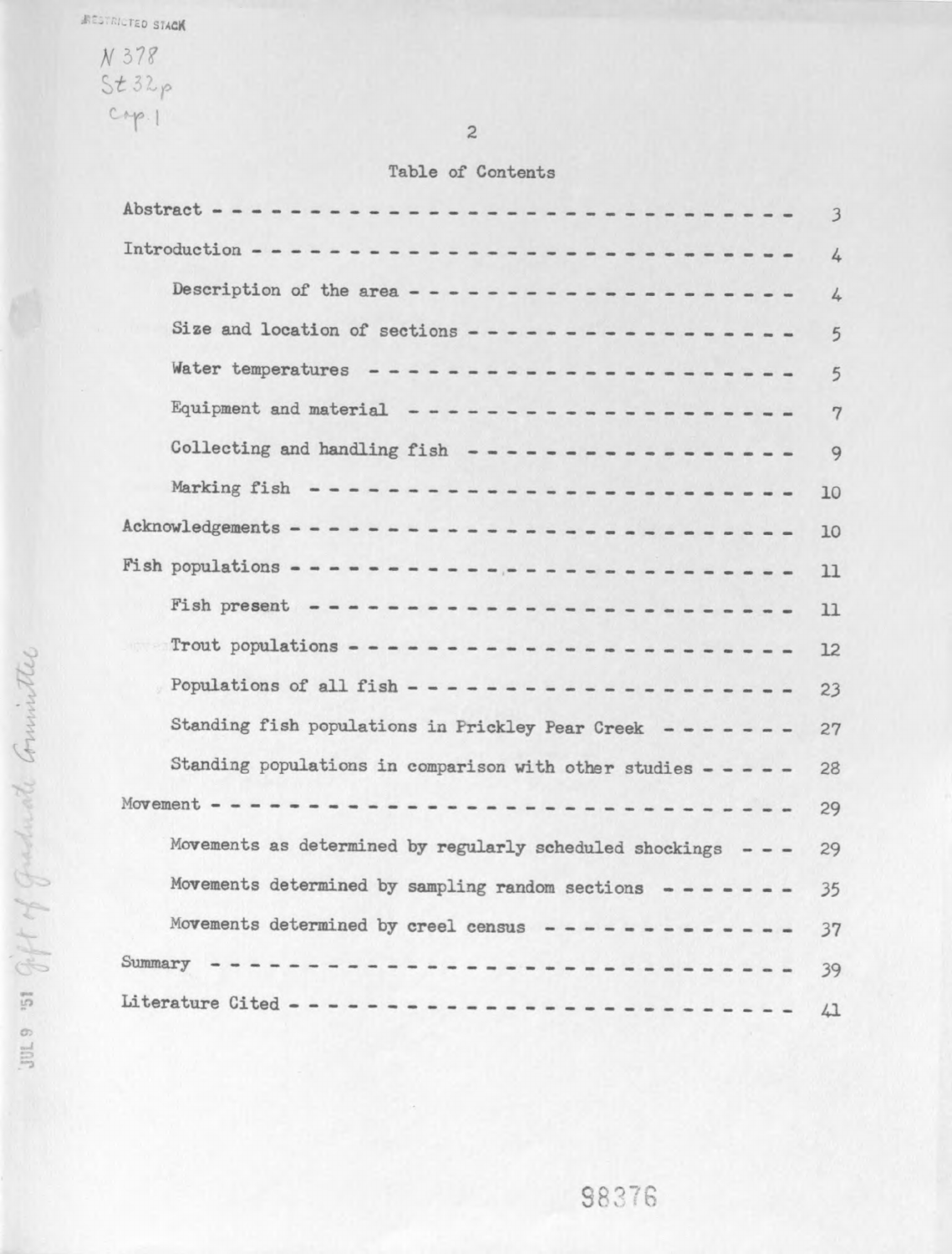## Table of Contents

| | |
|---|---|
| Abstract | 3 |
| Introduction | 4 |
| Description of the area | 4 |
| Size and location of sections | 5 |
| Water temperatures | 5 |
| Equipment and material | 7 |
| Collecting and handling fish | 9 |
| Marking fish | 10 |
| Acknowledgements | 10 |
| Fish populations | 11 |
| Fish present | 11 |
| Trout populations | 12 |
| Populations of all fish | 23 |
| Standing fish populations in Prickley Pear Creek | 27 |
| Standing populations in comparison with other studies | 28 |
| Movement | 29 |
| Movements as determined by regularly scheduled shockings | 29 |
| Movements determined by sampling random sections | 35 |
| Movements determined by creel census | 37 |
| Summary | 39 |
| Literature Cited | 41 |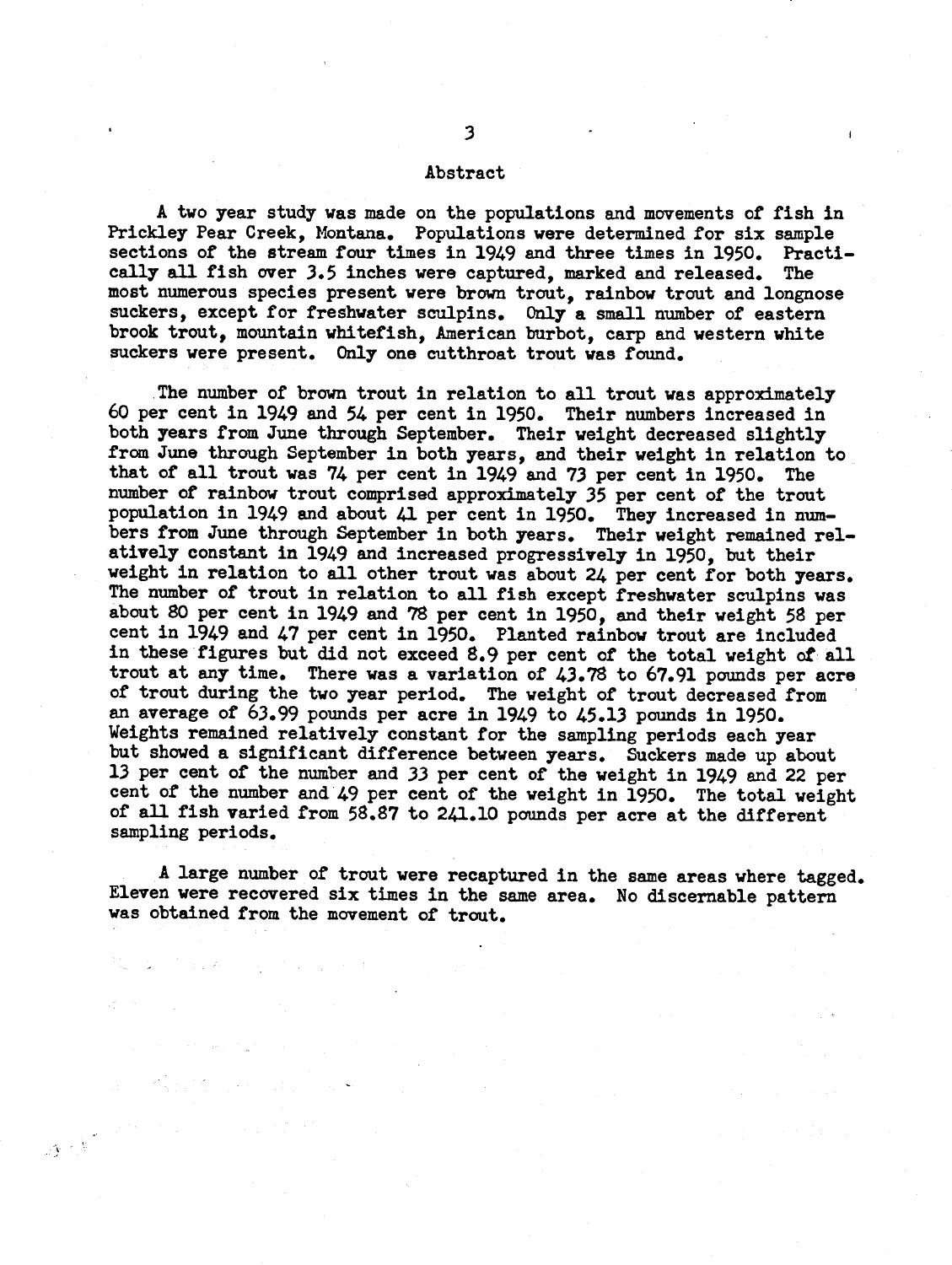# Abstract

A two year study was made on the populations and movements of fish in Prickley Pear Creek, Montana. Populations were determined for six sample sections of the stream four times in 1949 and three times in 1950. Practically all fish over 3.5 inches were captured, marked and released. The most numerous species present were brown trout, rainbow trout and longnose suckers, except for freshwater sculpins. Only a small number of eastern brook trout, mountain whitefish, American burbot, carp and western white suckers were present. Only one cutthroat trout was found.

The number of brown trout in relation to all trout was approximately 60 per cent in 1949 and 54 per cent in 1950. Their numbers increased in both years from June through September. Their weight decreased slightly from June through September in both years, and their weight in relation to that of all trout was 74 per cent in 1949 and 73 per cent in 1950. The number of rainbow trout comprised approximately 35 per cent of the trout population in 1949 and about 41 per cent in 1950. They increased in numbers from June through September in both years. Their weight remained relatively constant in 1949 and increased progressively in 1950, but their weight in relation to all other trout was about 24 per cent for both years. The number of trout in relation to all fish except freshwater sculpins was about 80 per cent in 1949 and 78 per cent in 1950, and their weight 58 per cent in 1949 and 47 per cent in 1950. Planted rainbow trout are included in these figures but did not exceed 8.9 per cent of the total weight of all trout at any time. There was a variation of 43.78 to 67.91 pounds per acre of trout during the two year period. The weight of trout decreased from an average of 63.99 pounds per acre in 1949 to 45.13 pounds in 1950. Weights remained relatively constant for the sampling periods each year but showed a significant difference between years. Suckers made up about 13 per cent of the number and 33 per cent of the weight in 1949 and 22 per cent of the number and 49 per cent of the weight in 1950. The total weight of all fish varied from 58.87 to 241.10 pounds per acre at the different sampling periods.

A large number of trout were recaptured in the same areas where tagged. Eleven were recovered six times in the same area. No discernable pattern was obtained from the movement of trout.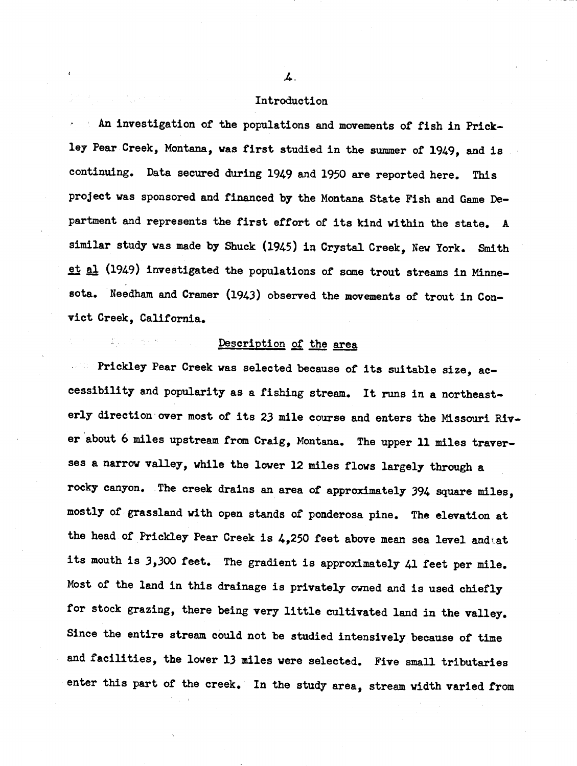## Introduction

An investigation of the populations and movements of fish in Prickley Pear Creek, Montana, was first studied in the summer of 1949, and is continuing. Data secured during 1949 and 1950 are reported here. This project was sponsored and financed by the Montana State Fish and Game Department and represents the first effort of its kind within the state. A similar study was made by Shuck (1945) in Crystal Creek, New York. Smith et al (1949) investigated the populations of some trout streams in Minnesota. Needham and Cramer (1943) observed the movements of trout in Convict Creek, California.

## Description of the area

Prickley Pear Creek was selected because of its suitable size, accessibility and popularity as a fishing stream. It runs in a northeasterly direction over most of its 23 mile course and enters the Missouri River about 6 miles upstream from Craig, Montana. The upper 11 miles traverses a narrow valley, while the lower 12 miles flows largely through a rocky canyon. The creek drains an area of approximately 394 square miles, mostly of grassland with open stands of ponderosa pine. The elevation at the head of Prickley Pear Creek is 4,250 feet above mean sea level and at its mouth is 3,300 feet. The gradient is approximately 41 feet per mile. Most of the land in this drainage is privately owned and is used chiefly for stock grazing, there being very little cultivated land in the valley. Since the entire stream could not be studied intensively because of time and facilities, the lower 13 miles were selected. Five small tributaries enter this part of the creek. In the study area, stream width varied from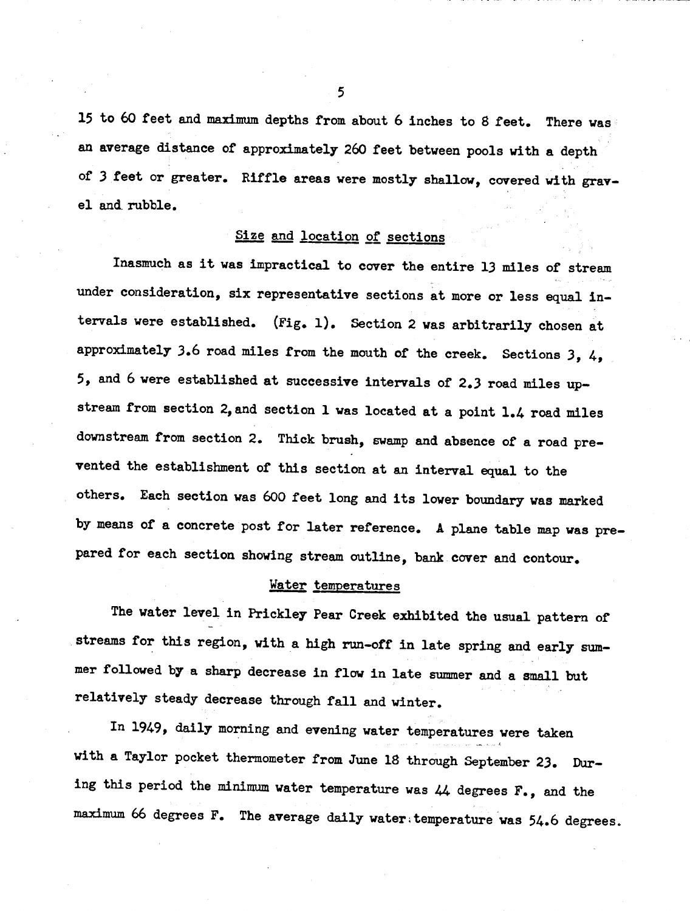15 to 60 feet and maximum depths from about 6 inches to 8 feet. There was an average distance of approximately 260 feet between pools with a depth of 3 feet or greater. Riffle areas were mostly shallow, covered with gravel and rubble.

## Size and location of sections

Inasmuch as it was impractical to cover the entire 13 miles of stream under consideration, six representative sections at more or less equal intervals were established. (Fig. 1). Section 2 was arbitrarily chosen at approximately 3.6 road miles from the mouth of the creek. Sections 3, 4, 5, and 6 were established at successive intervals of 2.3 road miles upstream from section 2, and section 1 was located at a point 1.4 road miles downstream from section 2. Thick brush, swamp and absence of a road prevented the establishment of this section at an interval equal to the others. Each section was 600 feet long and its lower boundary was marked by means of a concrete post for later reference. A plane table map was prepared for each section showing stream outline, bank cover and contour.

## Water temperatures

The water level in Prickley Pear Creek exhibited the usual pattern of streams for this region, with a high run-off in late spring and early summer followed by a sharp decrease in flow in late summer and a small but relatively steady decrease through fall and winter.

In 1949, daily morning and evening water temperatures were taken with a Taylor pocket thermometer from June 18 through September 23. During this period the minimum water temperature was 44 degrees F., and the maximum 66 degrees F. The average daily water temperature was 54.6 degrees.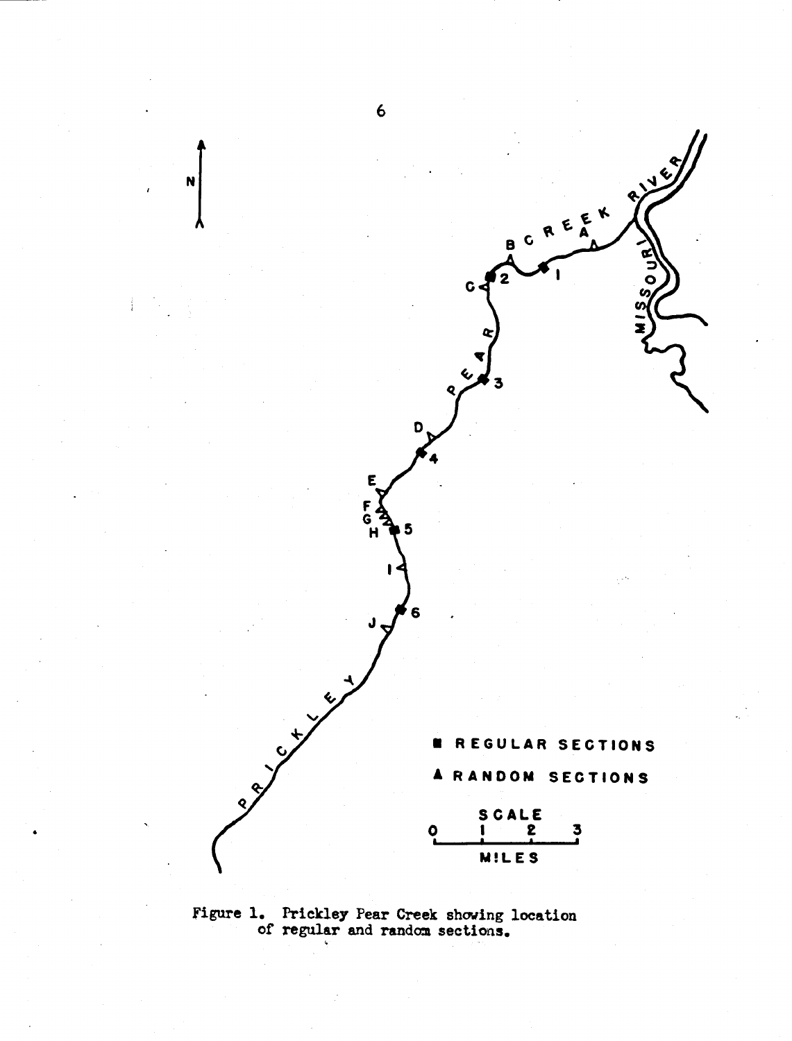Figure 1. Prickley Pear Creek showing location of regular and random sections.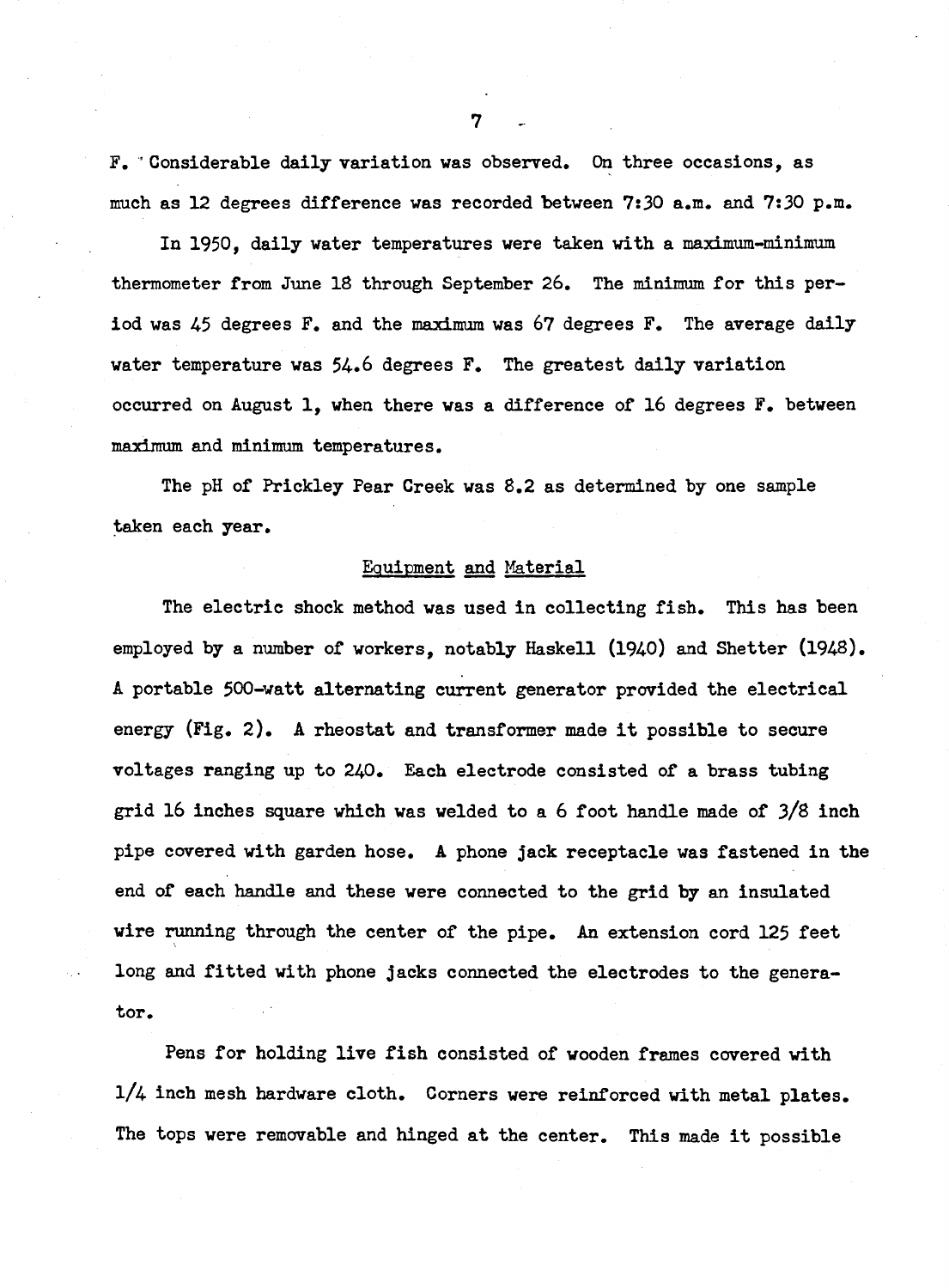F. Considerable daily variation was observed. On three occasions, as much as 12 degrees difference was recorded between 7:30 a.m. and 7:30 p.m.

In 1950, daily water temperatures were taken with a maximum-minimum thermometer from June 18 through September 26. The minimum for this period was 45 degrees F. and the maximum was 67 degrees F. The average daily water temperature was 54.6 degrees F. The greatest daily variation occurred on August 1, when there was a difference of 16 degrees F. between maximum and minimum temperatures.

The pH of Prickley Pear Creek was 8.2 as determined by one sample taken each year.

## Equipment and Material

The electric shock method was used in collecting fish. This has been employed by a number of workers, notably Haskell (1940) and Shetter (1948). A portable 500-watt alternating current generator provided the electrical energy (Fig. 2). A rheostat and transformer made it possible to secure voltages ranging up to 240. Each electrode consisted of a brass tubing grid 16 inches square which was welded to a 6 foot handle made of 3/8 inch pipe covered with garden hose. A phone jack receptacle was fastened in the end of each handle and these were connected to the grid by an insulated wire running through the center of the pipe. An extension cord 125 feet long and fitted with phone jacks connected the electrodes to the generator.

Pens for holding live fish consisted of wooden frames covered with 1/4 inch mesh hardware cloth. Corners were reinforced with metal plates. The tops were removable and hinged at the center. This made it possible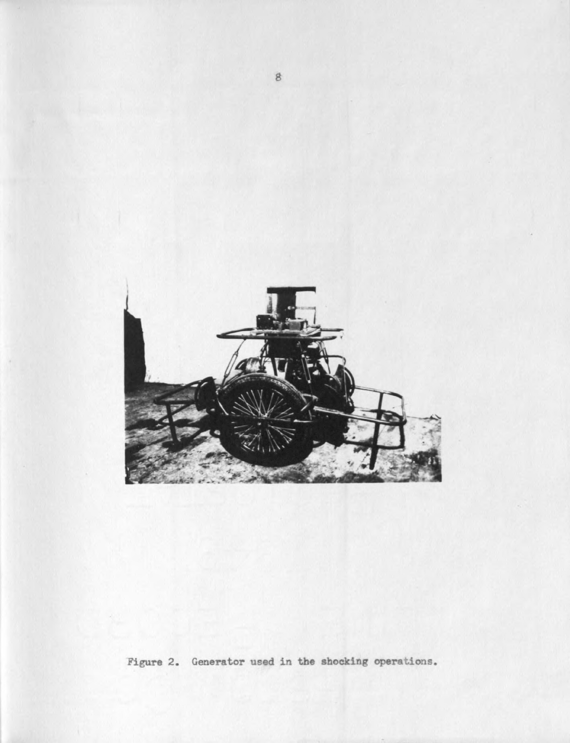Figure 2. Generator used in the shocking operations.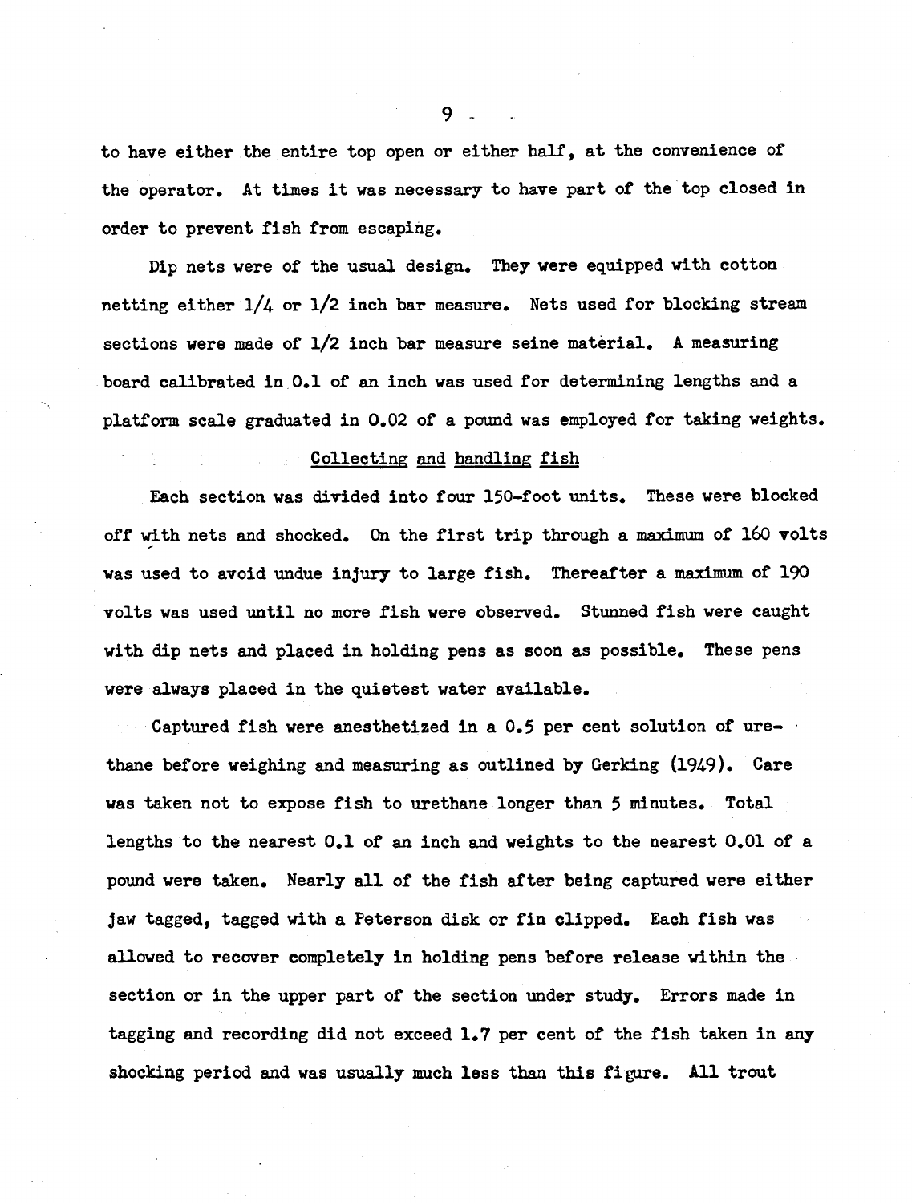to have either the entire top open or either half, at the convenience of the operator. At times it was necessary to have part of the top closed in order to prevent fish from escaping.

Dip nets were of the usual design. They were equipped with cotton netting either 1/4 or 1/2 inch bar measure. Nets used for blocking stream sections were made of 1/2 inch bar measure seine material. A measuring board calibrated in 0.1 of an inch was used for determining lengths and a platform scale graduated in 0.02 of a pound was employed for taking weights.

### Collecting and handling fish

Each section was divided into four 150-foot units. These were blocked off with nets and shocked. On the first trip through a maximum of 160 volts was used to avoid undue injury to large fish. Thereafter a maximum of 190 volts was used until no more fish were observed. Stunned fish were caught with dip nets and placed in holding pens as soon as possible. These pens were always placed in the quietest water available.

Captured fish were anesthetized in a 0.5 per cent solution of urethane before weighing and measuring as outlined by Gerking (1949). Care was taken not to expose fish to urethane longer than 5 minutes. Total lengths to the nearest 0.1 of an inch and weights to the nearest 0.01 of a pound were taken. Nearly all of the fish after being captured were either jaw tagged, tagged with a Peterson disk or fin clipped. Each fish was allowed to recover completely in holding pens before release within the section or in the upper part of the section under study. Errors made in tagging and recording did not exceed 1.7 per cent of the fish taken in any shocking period and was usually much less than this figure. All trout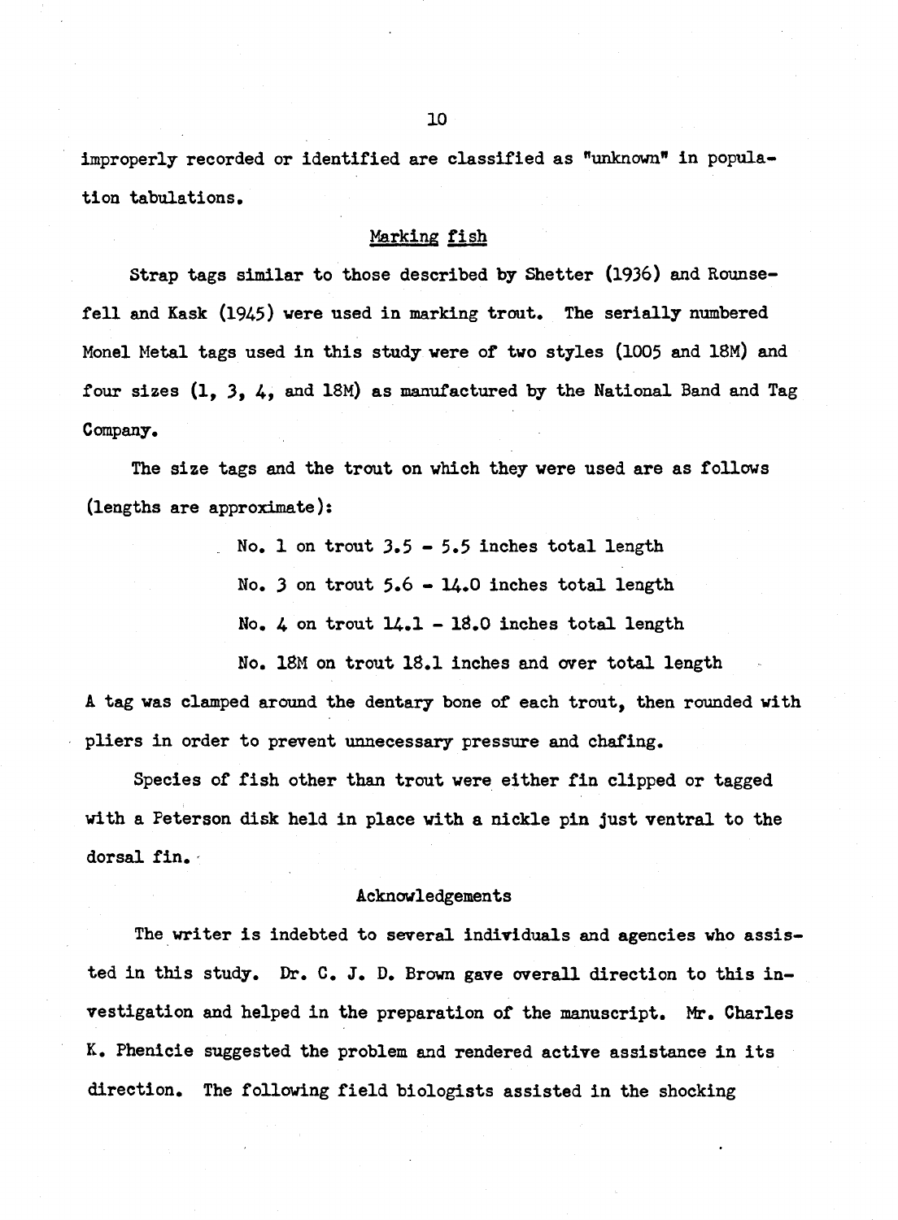improperly recorded or identified are classified as "unknown" in population tabulations.

### Marking fish

Strap tags similar to those described by Shetter (1936) and Rounsefell and Kask (1945) were used in marking trout. The serially numbered Monel Metal tags used in this study were of two styles (1005 and 18M) and four sizes (1, 3, 4, and 18M) as manufactured by the National Band and Tag Company.

The size tags and the trout on which they were used are as follows (lengths are approximate):

No. 1 on trout 3.5 - 5.5 inches total length

No. 3 on trout 5.6 - 14.0 inches total length

No. 4 on trout 14.1 - 18.0 inches total length

No. 18M on trout 18.1 inches and over total length

A tag was clamped around the dentary bone of each trout, then rounded with pliers in order to prevent unnecessary pressure and chafing.

Species of fish other than trout were either fin clipped or tagged with a Peterson disk held in place with a nickle pin just ventral to the dorsal fin.

### Acknowledgements

The writer is indebted to several individuals and agencies who assisted in this study. Dr. C. J. D. Brown gave overall direction to this investigation and helped in the preparation of the manuscript. Mr. Charles K. Phenicie suggested the problem and rendered active assistance in its direction. The following field biologists assisted in the shocking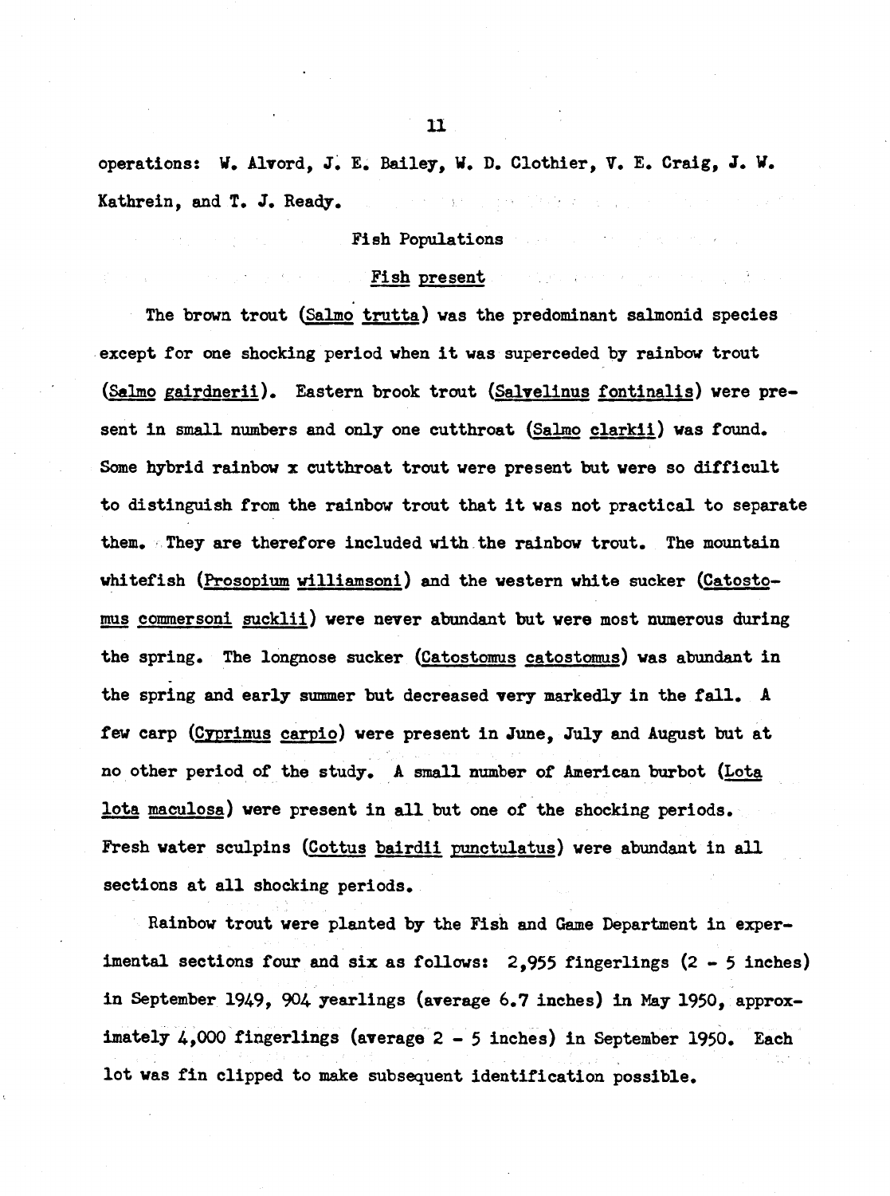operations: W. Alvord, J. E. Bailey, W. D. Clothier, V. E. Craig, J. W. Kathrein, and T. J. Ready.

## Fish Populations

### Fish present

The brown trout (*Salmo trutta*) was the predominant salmonid species except for one shocking period when it was superceded by rainbow trout (*Salmo gairdnerii*). Eastern brook trout (*Salvelinus fontinalis*) were present in small numbers and only one cutthroat (*Salmo clarkii*) was found. Some hybrid rainbow x cutthroat trout were present but were so difficult to distinguish from the rainbow trout that it was not practical to separate them. They are therefore included with the rainbow trout. The mountain whitefish (*Prosopium williamsoni*) and the western white sucker (*Catostomus commersoni sucklii*) were never abundant but were most numerous during the spring. The longnose sucker (*Catostomus catostomus*) was abundant in the spring and early summer but decreased very markedly in the fall. A few carp (*Cyprinus carpio*) were present in June, July and August but at no other period of the study. A small number of American burbot (*Lota lota maculosa*) were present in all but one of the shocking periods. Fresh water sculpins (*Cottus bairdii punctulatus*) were abundant in all sections at all shocking periods.

Rainbow trout were planted by the Fish and Game Department in experimental sections four and six as follows: 2,955 fingerlings (2 - 5 inches) in September 1949, 904 yearlings (average 6.7 inches) in May 1950, approximately 4,000 fingerlings (average 2 - 5 inches) in September 1950. Each lot was fin clipped to make subsequent identification possible.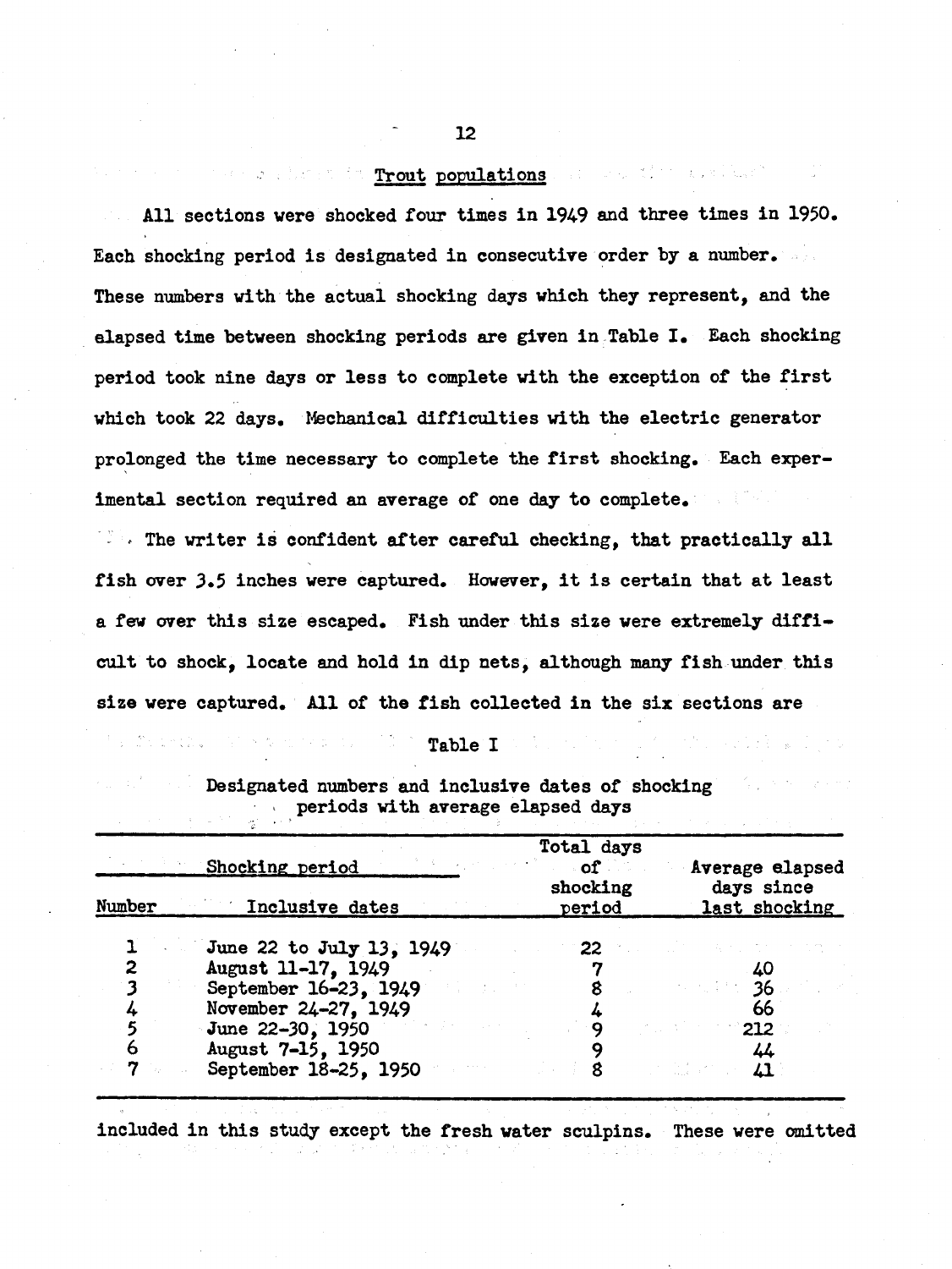## Trout populations

All sections were shocked four times in 1949 and three times in 1950. Each shocking period is designated in consecutive order by a number. These numbers with the actual shocking days which they represent, and the elapsed time between shocking periods are given in Table I. Each shocking period took nine days or less to complete with the exception of the first which took 22 days. Mechanical difficulties with the electric generator prolonged the time necessary to complete the first shocking. Each experimental section required an average of one day to complete.

The writer is confident after careful checking, that practically all fish over 3.5 inches were captured. However, it is certain that at least a few over this size escaped. Fish under this size were extremely difficult to shock, locate and hold in dip nets, although many fish under this size were captured. All of the fish collected in the six sections are included in this study except the fresh water sculpins. These were omitted

Table I

Designated numbers and inclusive dates of shocking periods with average elapsed days

| Shocking period | | Total days of shocking period | Average elapsed days since last shocking |
|---|---|---|---|
| Number | Inclusive dates | | |
| 1 | June 22 to July 13, 1949 | 22 | |
| 2 | August 11-17, 1949 | 7 | 40 |
| 3 | September 16-23, 1949 | 8 | 36 |
| 4 | November 24-27, 1949 | 4 | 66 |
| 5 | June 22-30, 1950 | 9 | 212 |
| 6 | August 7-15, 1950 | 9 | 44 |
| 7 | September 18-25, 1950 | 8 | 41 |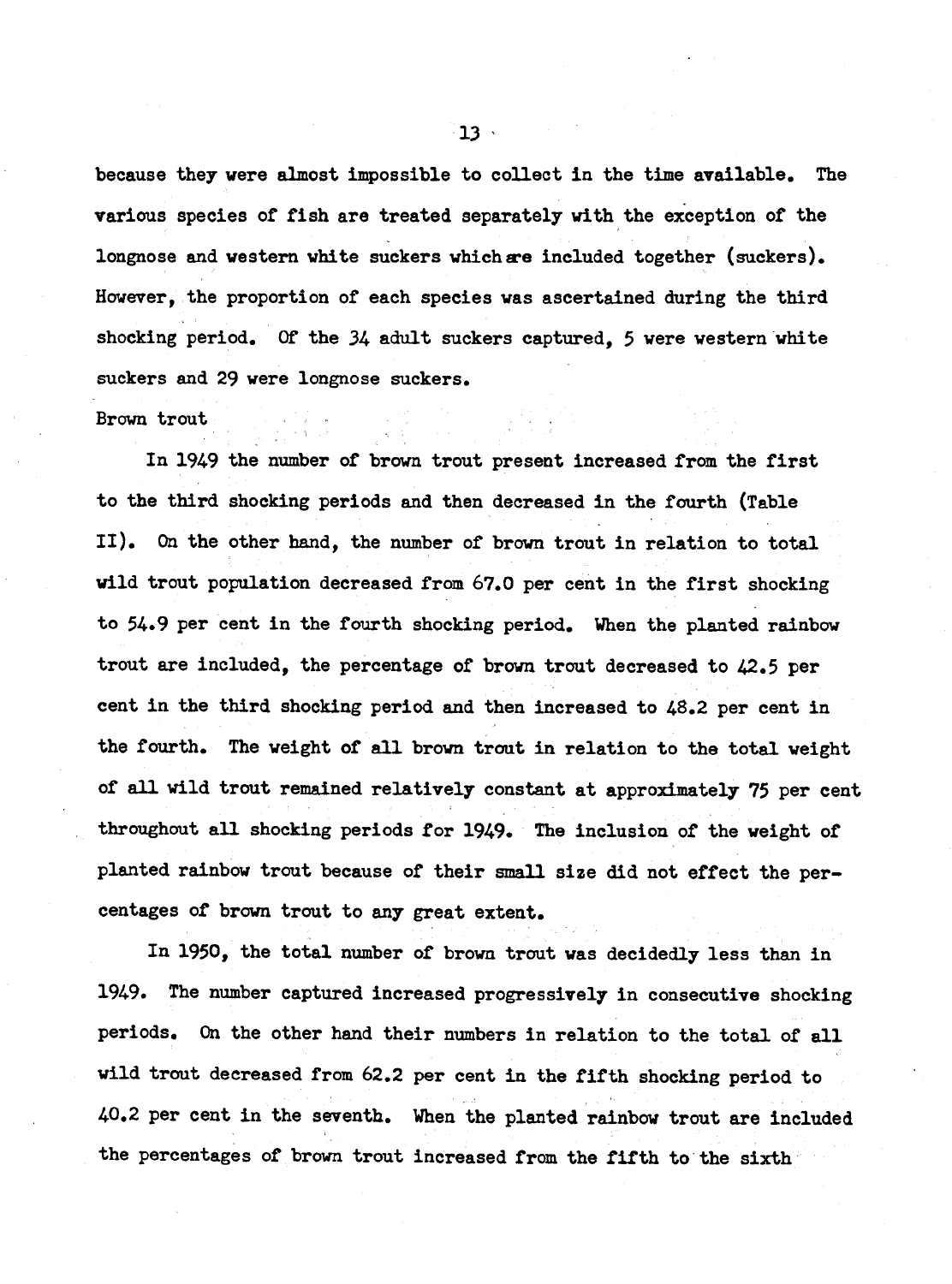because they were almost impossible to collect in the time available. The various species of fish are treated separately with the exception of the longnose and western white suckers which are included together (suckers). However, the proportion of each species was ascertained during the third shocking period. Of the 34 adult suckers captured, 5 were western white suckers and 29 were longnose suckers.

Brown trout

In 1949 the number of brown trout present increased from the first to the third shocking periods and then decreased in the fourth (Table II). On the other hand, the number of brown trout in relation to total wild trout population decreased from 67.0 per cent in the first shocking to 54.9 per cent in the fourth shocking period. When the planted rainbow trout are included, the percentage of brown trout decreased to 42.5 per cent in the third shocking period and then increased to 48.2 per cent in the fourth. The weight of all brown trout in relation to the total weight of all wild trout remained relatively constant at approximately 75 per cent throughout all shocking periods for 1949. The inclusion of the weight of planted rainbow trout because of their small size did not effect the percentages of brown trout to any great extent.

In 1950, the total number of brown trout was decidedly less than in 1949. The number captured increased progressively in consecutive shocking periods. On the other hand their numbers in relation to the total of all wild trout decreased from 62.2 per cent in the fifth shocking period to 40.2 per cent in the seventh. When the planted rainbow trout are included the percentages of brown trout increased from the fifth to the sixth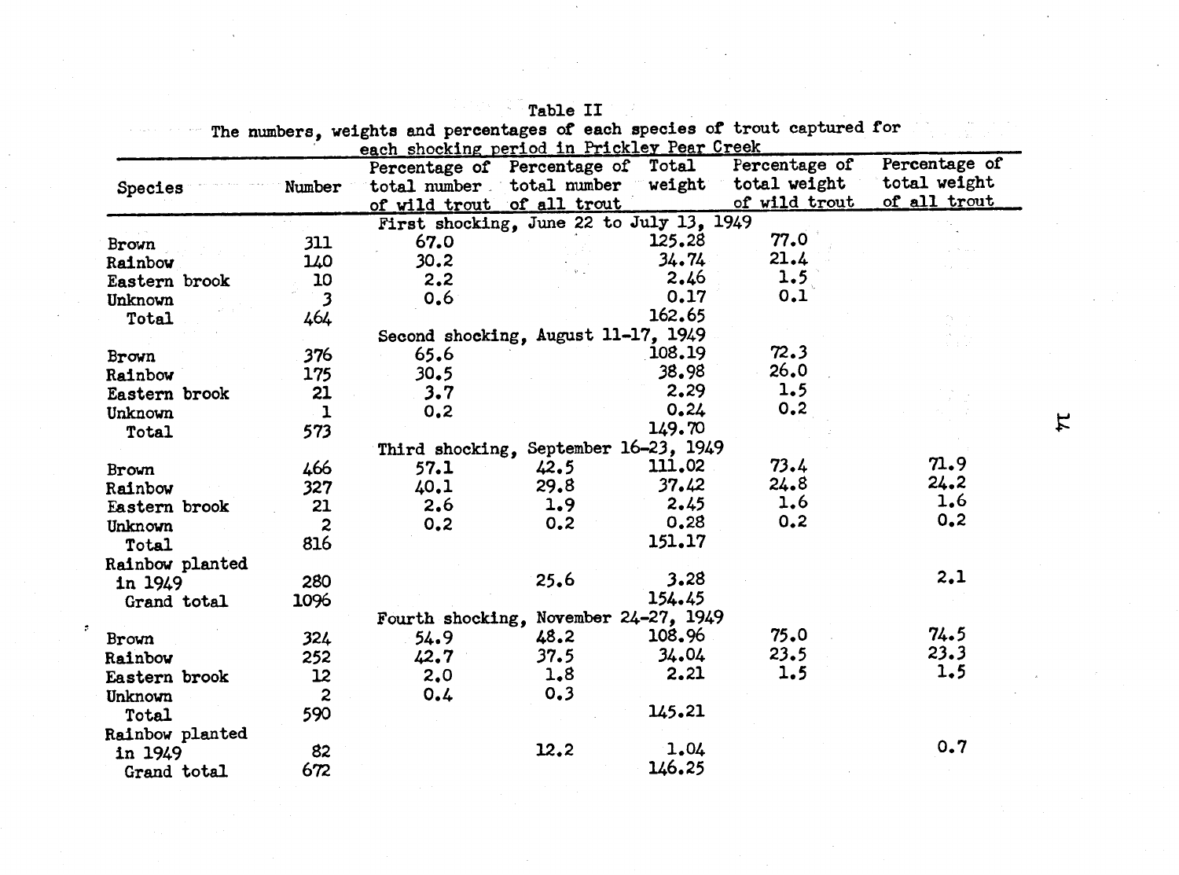Table II

The numbers, weights and percentages of each species of trout captured for each shocking period in Prickley Pear Creek

| Species | Number | Percentage of total number of wild trout | Percentage of total number of all trout | Total weight | Percentage of total weight of wild trout | Percentage of total weight of all trout |
|---|---|---|---|---|---|---|
| | | First shocking, June 22 to July 13, 1949 | | | | |
| Brown | 311 | 67.0 | | 125.28 | 77.0 | |
| Rainbow | 140 | 30.2 | | 34.74 | 21.4 | |
| Eastern brook | 10 | 2.2 | | 2.46 | 1.5 | |
| Unknown | 3 | 0.6 | | 0.17 | 0.1 | |
| Total | 464 | | | 162.65 | | |
| | | Second shocking, August 11-17, 1949 | | | | |
| Brown | 376 | 65.6 | | 108.19 | 72.3 | |
| Rainbow | 175 | 30.5 | | 38.98 | 26.0 | |
| Eastern brook | 21 | 3.7 | | 2.29 | 1.5 | |
| Unknown | 1 | 0.2 | | 0.24 | 0.2 | |
| Total | 573 | | | 149.70 | | |
| | | Third shocking, September 16-23, 1949 | | | | |
| Brown | 466 | 57.1 | 42.5 | 111.02 | 73.4 | 71.9 |
| Rainbow | 327 | 40.1 | 29.8 | 37.42 | 24.8 | 24.2 |
| Eastern brook | 21 | 2.6 | 1.9 | 2.45 | 1.6 | 1.6 |
| Unknown | 2 | 0.2 | 0.2 | 0.28 | 0.2 | 0.2 |
| Total | 816 | | | 151.17 | | |
| Rainbow planted in 1949 | 280 | | 25.6 | 3.28 | | 2.1 |
| Grand total | 1096 | | | 154.45 | | |
| | | Fourth shocking, November 24-27, 1949 | | | | |
| Brown | 324 | 54.9 | 48.2 | 108.96 | 75.0 | 74.5 |
| Rainbow | 252 | 42.7 | 37.5 | 34.04 | 23.5 | 23.3 |
| Eastern brook | 12 | 2.0 | 1.8 | 2.21 | 1.5 | 1.5 |
| Unknown | 2 | 0.4 | 0.3 | | | |
| Total | 590 | | | 145.21 | | |
| Rainbow planted in 1949 | 82 | | 12.2 | 1.04 | | 0.7 |
| Grand total | 672 | | | 146.25 | | |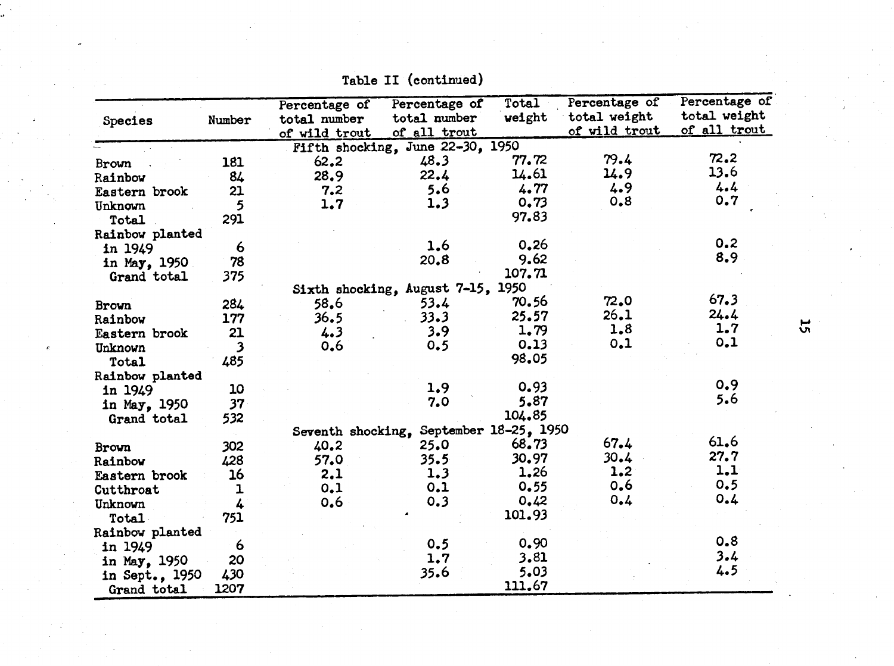Table II (continued)

| Species | Number | Percentage of total number of wild trout | Percentage of total number of all trout | Total weight | Percentage of total weight of wild trout | Percentage of total weight of all trout |
|---|---|---|---|---|---|---|
| | | Fifth shocking, June 22-30, 1950 | | | | |
| Brown | 181 | 62.2 | 48.3 | 77.72 | 79.4 | 72.2 |
| Rainbow | 84 | 28.9 | 22.4 | 14.61 | 14.9 | 13.6 |
| Eastern brook | 21 | 7.2 | 5.6 | 4.77 | 4.9 | 4.4 |
| Unknown | 5 | 1.7 | 1.3 | 0.73 | 0.8 | 0.7 |
| Total | 291 | | | 97.83 | | |
| Rainbow planted | | | | | | |
| in 1949 | 6 | | 1.6 | 0.26 | | 0.2 |
| in May, 1950 | 78 | | 20.8 | 9.62 | | 8.9 |
| Grand total | 375 | | | 107.71 | | |
| | | Sixth shocking, August 7-15, 1950 | | | | |
| Brown | 284 | 58.6 | 53.4 | 70.56 | 72.0 | 67.3 |
| Rainbow | 177 | 36.5 | 33.3 | 25.57 | 26.1 | 24.4 |
| Eastern brook | 21 | 4.3 | 3.9 | 1.79 | 1.8 | 1.7 |
| Unknown | 3 | 0.6 | 0.5 | 0.13 | 0.1 | 0.1 |
| Total | 485 | | | 98.05 | | |
| Rainbow planted | | | | | | |
| in 1949 | 10 | | 1.9 | 0.93 | | 0.9 |
| in May, 1950 | 37 | | 7.0 | 5.87 | | 5.6 |
| Grand total | 532 | | | 104.85 | | |
| | | Seventh shocking, September 18-25, 1950 | | | | |
| Brown | 302 | 40.2 | 25.0 | 68.73 | 67.4 | 61.6 |
| Rainbow | 428 | 57.0 | 35.5 | 30.97 | 30.4 | 27.7 |
| Eastern brook | 16 | 2.1 | 1.3 | 1.26 | 1.2 | 1.1 |
| Cutthroat | 1 | 0.1 | 0.1 | 0.55 | 0.6 | 0.5 |
| Unknown | 4 | 0.6 | 0.3 | 0.42 | 0.4 | 0.4 |
| Total | 751 | | | 101.93 | | |
| Rainbow planted | | | | | | |
| in 1949 | 6 | | 0.5 | 0.90 | | 0.8 |
| in May, 1950 | 20 | | 1.7 | 3.81 | | 3.4 |
| in Sept., 1950 | 430 | | 35.6 | 5.03 | | 4.5 |
| Grand total | 1207 | | | 111.67 | | |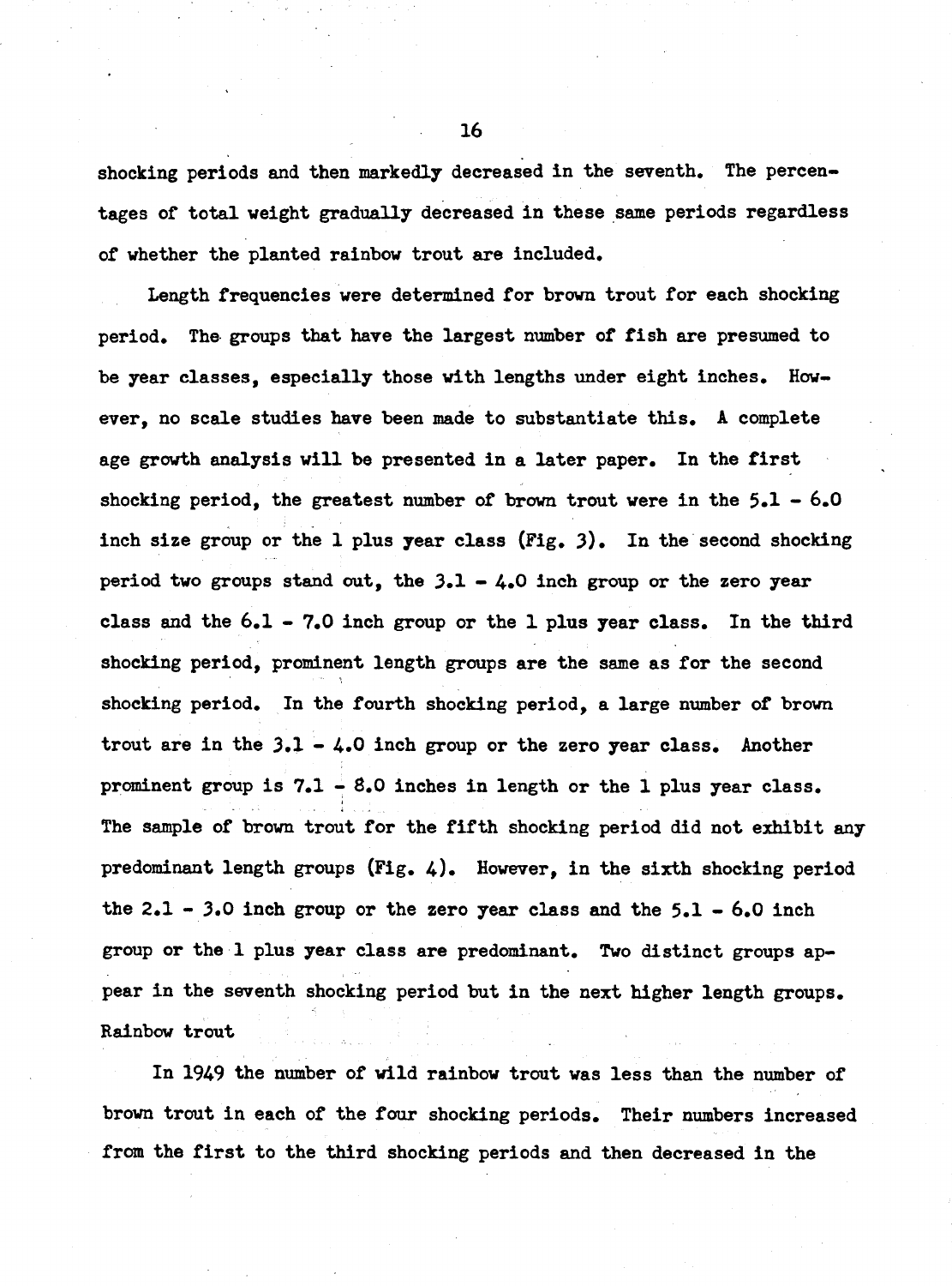shocking periods and then markedly decreased in the seventh. The percentages of total weight gradually decreased in these same periods regardless of whether the planted rainbow trout are included.

Length frequencies were determined for brown trout for each shocking period. The groups that have the largest number of fish are presumed to be year classes, especially those with lengths under eight inches. However, no scale studies have been made to substantiate this. A complete age growth analysis will be presented in a later paper. In the first shocking period, the greatest number of brown trout were in the 5.1 - 6.0 inch size group or the 1 plus year class (Fig. 3). In the second shocking period two groups stand out, the 3.1 - 4.0 inch group or the zero year class and the 6.1 - 7.0 inch group or the 1 plus year class. In the third shocking period, prominent length groups are the same as for the second shocking period. In the fourth shocking period, a large number of brown trout are in the 3.1 - 4.0 inch group or the zero year class. Another prominent group is 7.1 - 8.0 inches in length or the 1 plus year class. The sample of brown trout for the fifth shocking period did not exhibit any predominant length groups (Fig. 4). However, in the sixth shocking period the 2.1 - 3.0 inch group or the zero year class and the 5.1 - 6.0 inch group or the 1 plus year class are predominant. Two distinct groups appear in the seventh shocking period but in the next higher length groups.

Rainbow trout

In 1949 the number of wild rainbow trout was less than the number of brown trout in each of the four shocking periods. Their numbers increased from the first to the third shocking periods and then decreased in the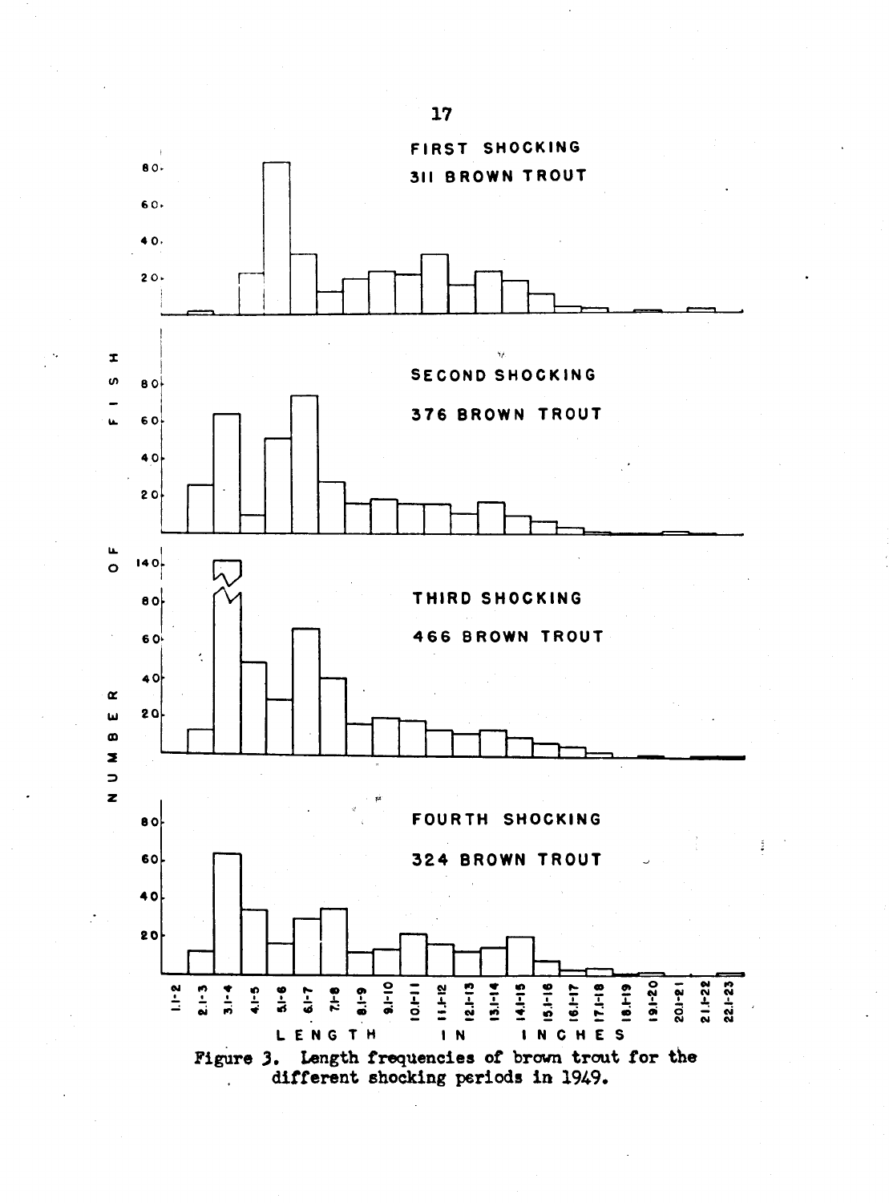FIRST SHOCKING

311 BROWN TROUT

SECOND SHOCKING

376 BROWN TROUT

THIRD SHOCKING

466 BROWN TROUT

FOURTH SHOCKING

324 BROWN TROUT

NUMBER OF FISH

LENGTH IN INCHES

Figure 3. Length frequencies of brown trout for the different shocking periods in 1949.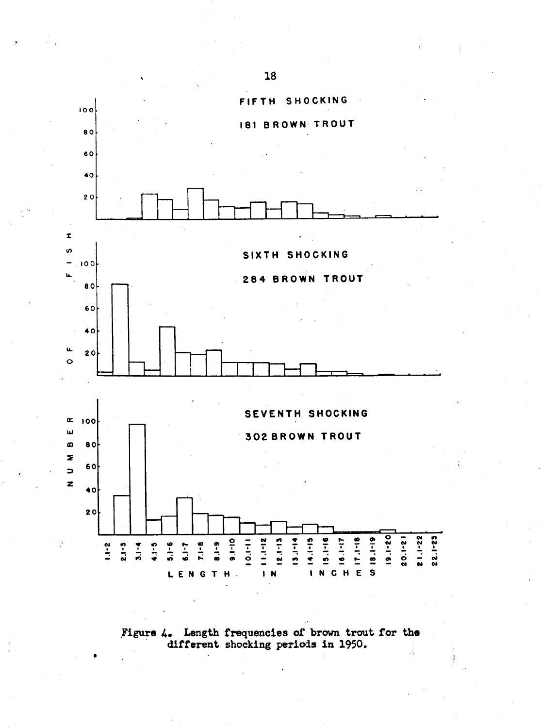FIFTH SHOCKING

181 BROWN TROUT

SIXTH SHOCKING

284 BROWN TROUT

SEVENTH SHOCKING

302 BROWN TROUT

NUMBER OF FISH

LENGTH IN INCHES

Figure 4. Length frequencies of brown trout for the different shocking periods in 1950.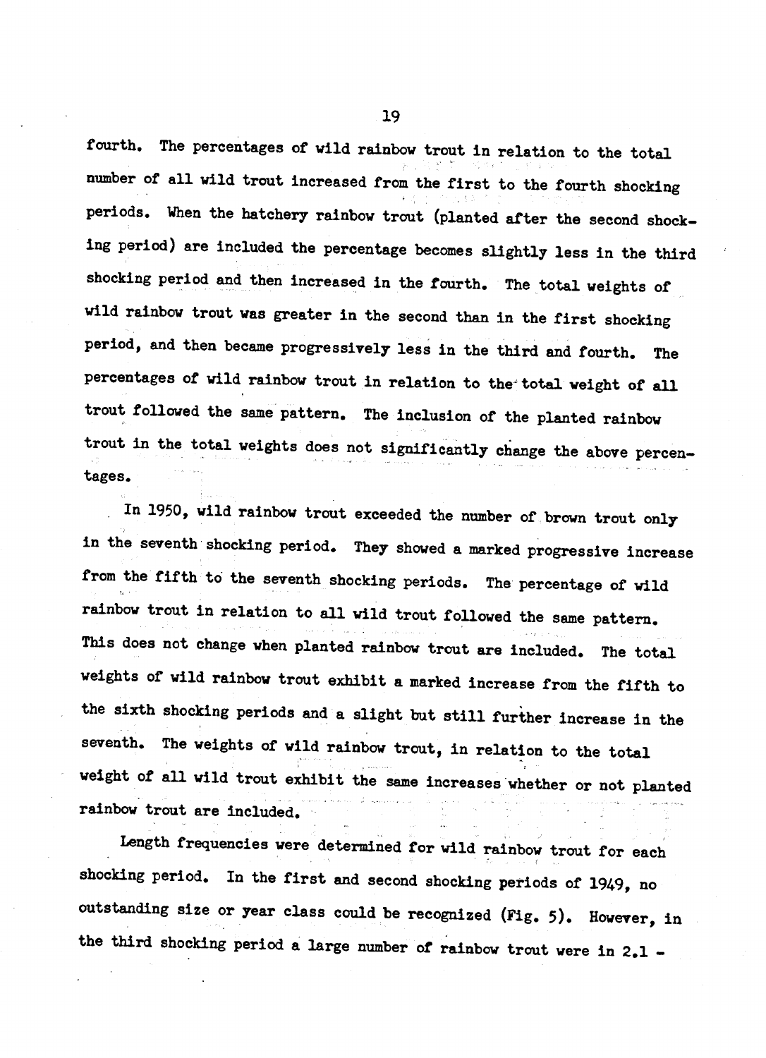fourth. The percentages of wild rainbow trout in relation to the total number of all wild trout increased from the first to the fourth shocking periods. When the hatchery rainbow trout (planted after the second shocking period) are included the percentage becomes slightly less in the third shocking period and then increased in the fourth. The total weights of wild rainbow trout was greater in the second than in the first shocking period, and then became progressively less in the third and fourth. The percentages of wild rainbow trout in relation to the total weight of all trout followed the same pattern. The inclusion of the planted rainbow trout in the total weights does not significantly change the above percentages.

In 1950, wild rainbow trout exceeded the number of brown trout only in the seventh shocking period. They showed a marked progressive increase from the fifth to the seventh shocking periods. The percentage of wild rainbow trout in relation to all wild trout followed the same pattern. This does not change when planted rainbow trout are included. The total weights of wild rainbow trout exhibit a marked increase from the fifth to the sixth shocking periods and a slight but still further increase in the seventh. The weights of wild rainbow trout, in relation to the total weight of all wild trout exhibit the same increases whether or not planted rainbow trout are included.

Length frequencies were determined for wild rainbow trout for each shocking period. In the first and second shocking periods of 1949, no outstanding size or year class could be recognized (Fig. 5). However, in the third shocking period a large number of rainbow trout were in 2.1 -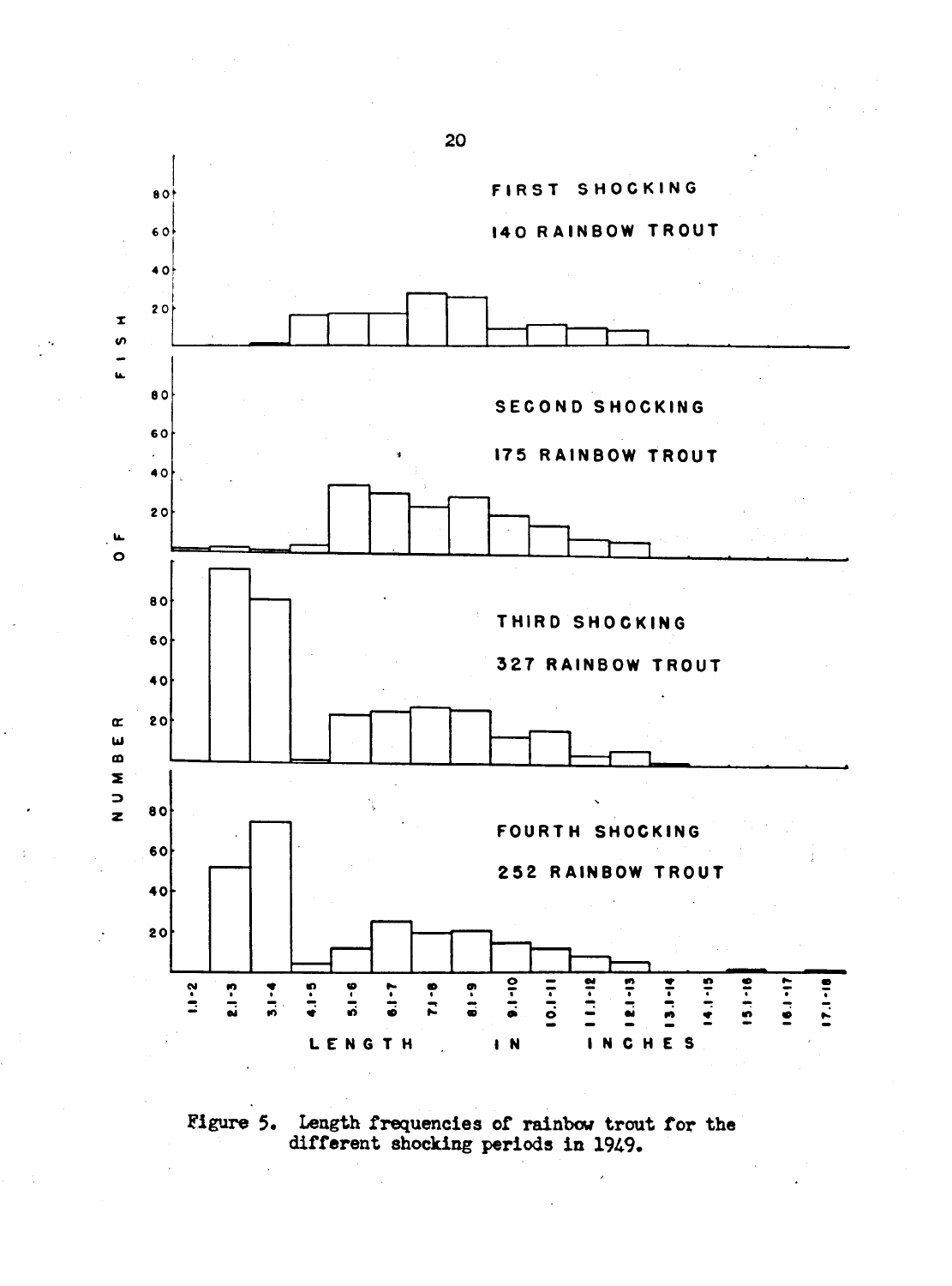Figure 5. Length frequencies of rainbow trout for the different shocking periods in 1949.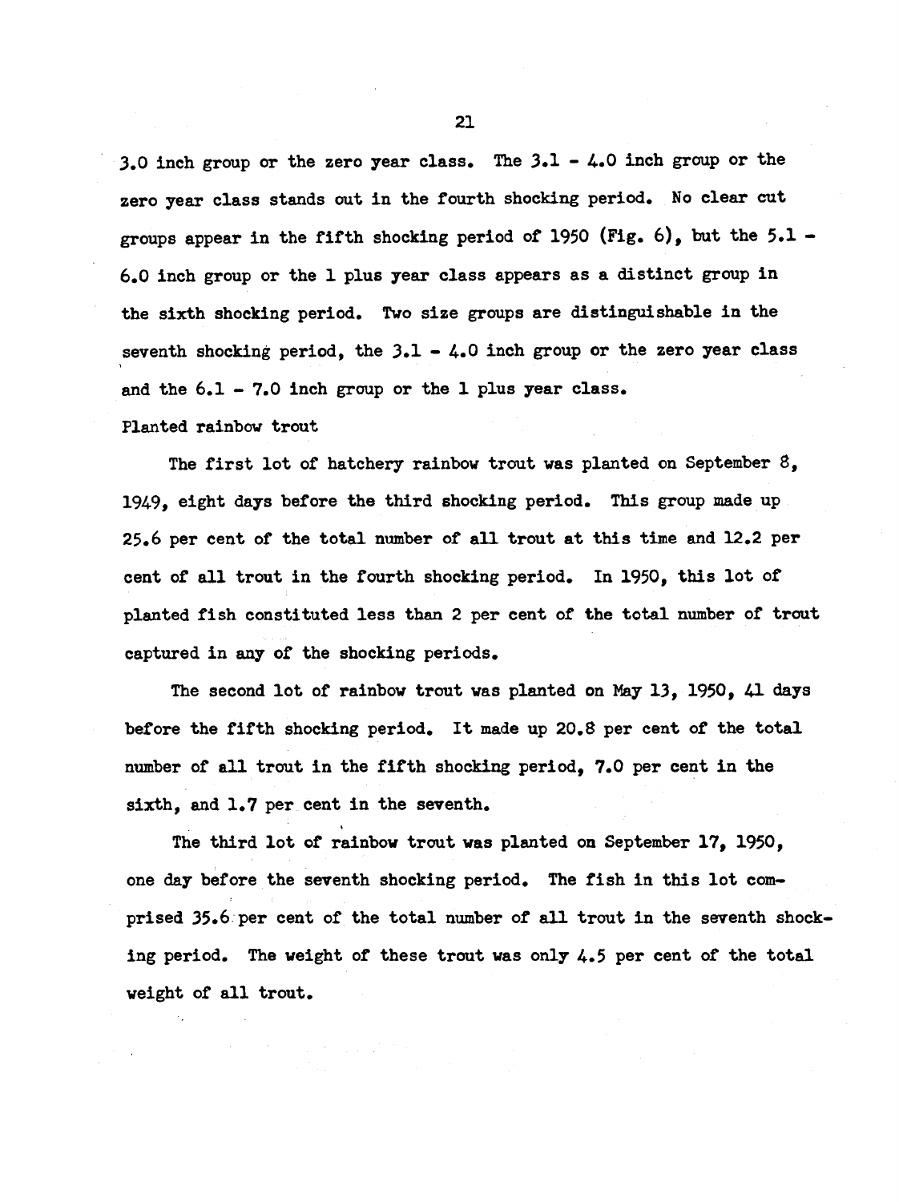3.0 inch group or the zero year class. The 3.1 - 4.0 inch group or the zero year class stands out in the fourth shocking period. No clear cut groups appear in the fifth shocking period of 1950 (Fig. 6), but the 5.1 - 6.0 inch group or the 1 plus year class appears as a distinct group in the sixth shocking period. Two size groups are distinguishable in the seventh shocking period, the 3.1 - 4.0 inch group or the zero year class and the 6.1 - 7.0 inch group or the 1 plus year class.

Planted rainbow trout

The first lot of hatchery rainbow trout was planted on September 8, 1949, eight days before the third shocking period. This group made up 25.6 per cent of the total number of all trout at this time and 12.2 per cent of all trout in the fourth shocking period. In 1950, this lot of planted fish constituted less than 2 per cent of the total number of trout captured in any of the shocking periods.

The second lot of rainbow trout was planted on May 13, 1950, 41 days before the fifth shocking period. It made up 20.8 per cent of the total number of all trout in the fifth shocking period, 7.0 per cent in the sixth, and 1.7 per cent in the seventh.

The third lot of rainbow trout was planted on September 17, 1950, one day before the seventh shocking period. The fish in this lot comprised 35.6 per cent of the total number of all trout in the seventh shocking period. The weight of these trout was only 4.5 per cent of the total weight of all trout.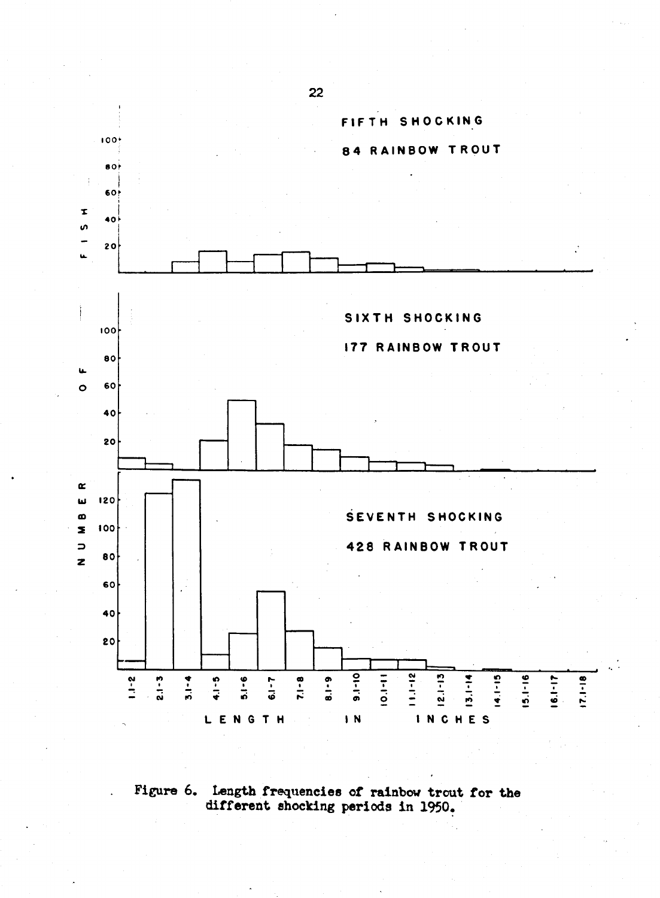FIFTH SHOCKING

84 RAINBOW TROUT

SIXTH SHOCKING

177 RAINBOW TROUT

SEVENTH SHOCKING

428 RAINBOW TROUT

NUMBER OF FISH

LENGTH IN INCHES

Figure 6. Length frequencies of rainbow trout for the different shocking periods in 1950.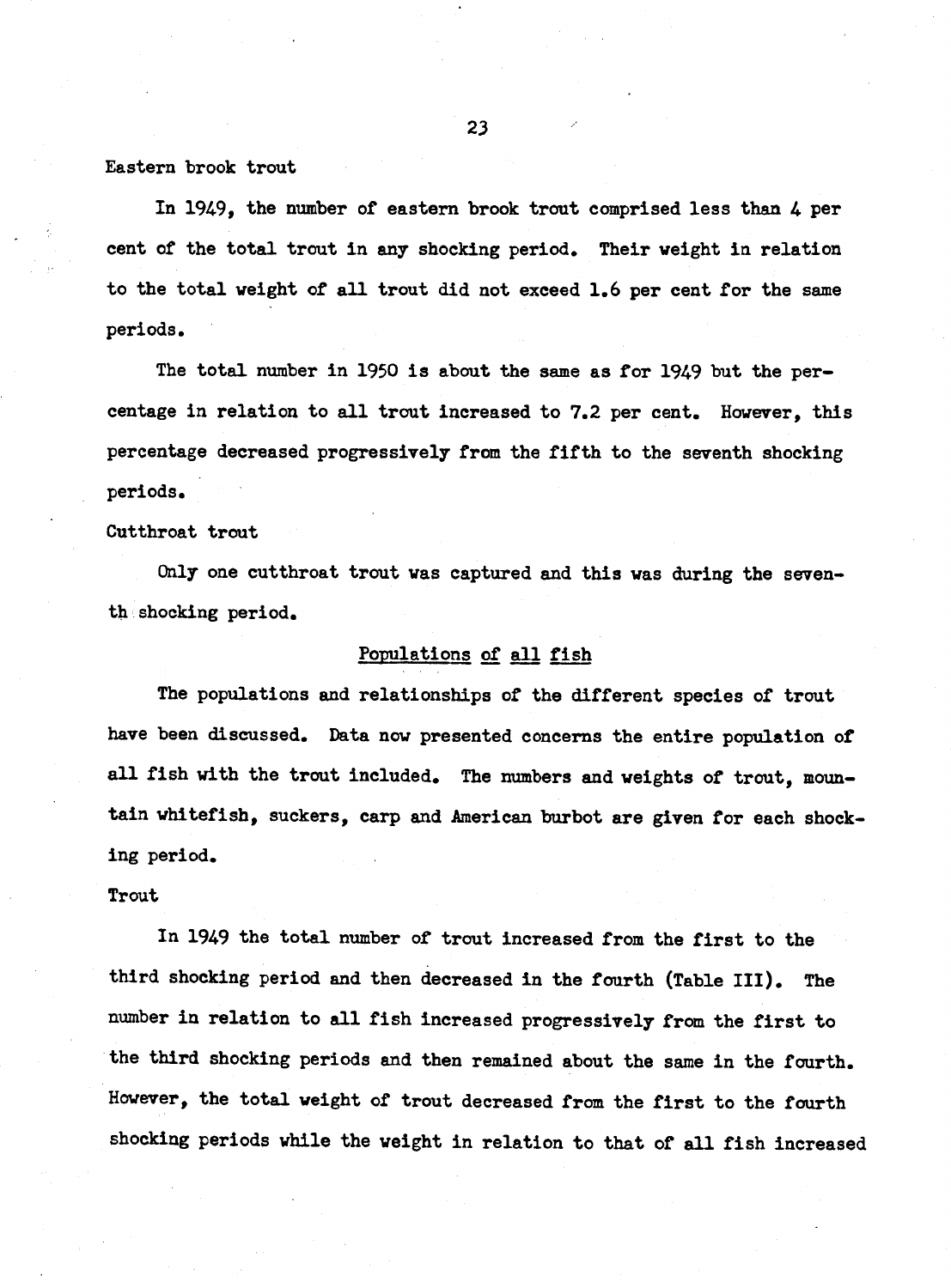Eastern brook trout

In 1949, the number of eastern brook trout comprised less than 4 per cent of the total trout in any shocking period. Their weight in relation to the total weight of all trout did not exceed 1.6 per cent for the same periods.

The total number in 1950 is about the same as for 1949 but the percentage in relation to all trout increased to 7.2 per cent. However, this percentage decreased progressively from the fifth to the seventh shocking periods.

Cutthroat trout

Only one cutthroat trout was captured and this was during the seventh shocking period.

## Populations of all fish

The populations and relationships of the different species of trout have been discussed. Data now presented concerns the entire population of all fish with the trout included. The numbers and weights of trout, mountain whitefish, suckers, carp and American burbot are given for each shocking period.

Trout

In 1949 the total number of trout increased from the first to the third shocking period and then decreased in the fourth (Table III). The number in relation to all fish increased progressively from the first to the third shocking periods and then remained about the same in the fourth. However, the total weight of trout decreased from the first to the fourth shocking periods while the weight in relation to that of all fish increased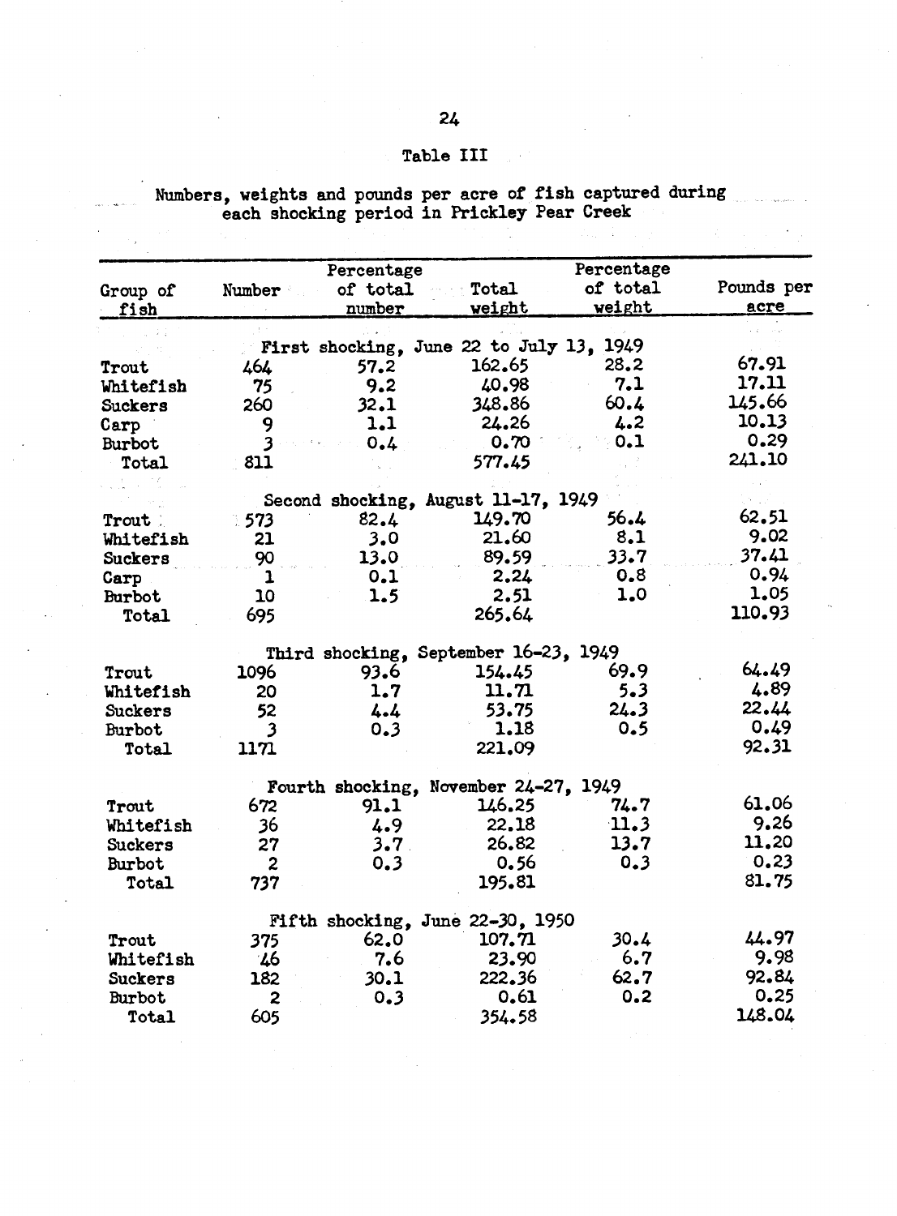## Table III

Numbers, weights and pounds per acre of fish captured during each shocking period in Prickley Pear Creek

| Group of fish | Number | Percentage of total number | Total weight | Percentage of total weight | Pounds per acre |
|---|---|---|---|---|---|
| **First shocking, June 22 to July 13, 1949** | | | | | |
| Trout | 464 | 57.2 | 162.65 | 28.2 | 67.91 |
| Whitefish | 75 | 9.2 | 40.98 | 7.1 | 17.11 |
| Suckers | 260 | 32.1 | 348.86 | 60.4 | 145.66 |
| Carp | 9 | 1.1 | 24.26 | 4.2 | 10.13 |
| Burbot | 3 | 0.4 | 0.70 | 0.1 | 0.29 |
| Total | 811 | | 577.45 | | 241.10 |
| **Second shocking, August 11-17, 1949** | | | | | |
| Trout | 573 | 82.4 | 149.70 | 56.4 | 62.51 |
| Whitefish | 21 | 3.0 | 21.60 | 8.1 | 9.02 |
| Suckers | 90 | 13.0 | 89.59 | 33.7 | 37.41 |
| Carp | 1 | 0.1 | 2.24 | 0.8 | 0.94 |
| Burbot | 10 | 1.5 | 2.51 | 1.0 | 1.05 |
| Total | 695 | | 265.64 | | 110.93 |
| **Third shocking, September 16-23, 1949** | | | | | |
| Trout | 1096 | 93.6 | 154.45 | 69.9 | 64.49 |
| Whitefish | 20 | 1.7 | 11.71 | 5.3 | 4.89 |
| Suckers | 52 | 4.4 | 53.75 | 24.3 | 22.44 |
| Burbot | 3 | 0.3 | 1.18 | 0.5 | 0.49 |
| Total | 1171 | | 221.09 | | 92.31 |
| **Fourth shocking, November 24-27, 1949** | | | | | |
| Trout | 672 | 91.1 | 146.25 | 74.7 | 61.06 |
| Whitefish | 36 | 4.9 | 22.18 | 11.3 | 9.26 |
| Suckers | 27 | 3.7 | 26.82 | 13.7 | 11.20 |
| Burbot | 2 | 0.3 | 0.56 | 0.3 | 0.23 |
| Total | 737 | | 195.81 | | 81.75 |
| **Fifth shocking, June 22-30, 1950** | | | | | |
| Trout | 375 | 62.0 | 107.71 | 30.4 | 44.97 |
| Whitefish | 46 | 7.6 | 23.90 | 6.7 | 9.98 |
| Suckers | 182 | 30.1 | 222.36 | 62.7 | 92.84 |
| Burbot | 2 | 0.3 | 0.61 | 0.2 | 0.25 |
| Total | 605 | | 354.58 | | 148.04 |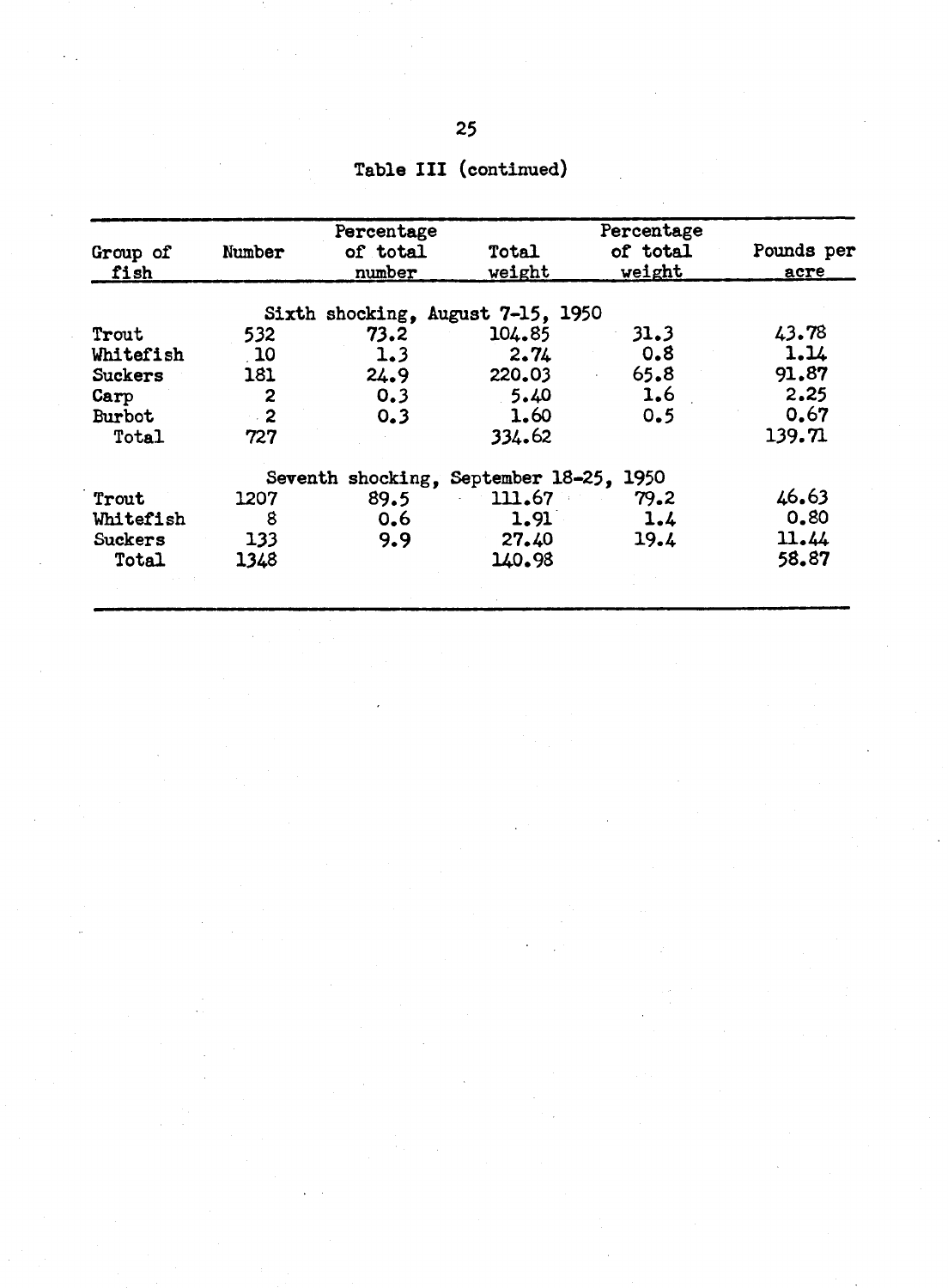Table III (continued)

| Group of fish | Number | Percentage of total number | Total weight | Percentage of total weight | Pounds per acre |
|---|---|---|---|---|---|
| | | Sixth shocking, August 7-15, 1950 | | | |
| Trout | 532 | 73.2 | 104.85 | 31.3 | 43.78 |
| Whitefish | 10 | 1.3 | 2.74 | 0.8 | 1.14 |
| Suckers | 181 | 24.9 | 220.03 | 65.8 | 91.87 |
| Carp | 2 | 0.3 | 5.40 | 1.6 | 2.25 |
| Burbot | 2 | 0.3 | 1.60 | 0.5 | 0.67 |
| Total | 727 | | 334.62 | | 139.71 |
| | | Seventh shocking, September 18-25, 1950 | | | |
| Trout | 1207 | 89.5 | 111.67 | 79.2 | 46.63 |
| Whitefish | 8 | 0.6 | 1.91 | 1.4 | 0.80 |
| Suckers | 133 | 9.9 | 27.40 | 19.4 | 11.44 |
| Total | 1348 | | 140.98 | | 58.87 |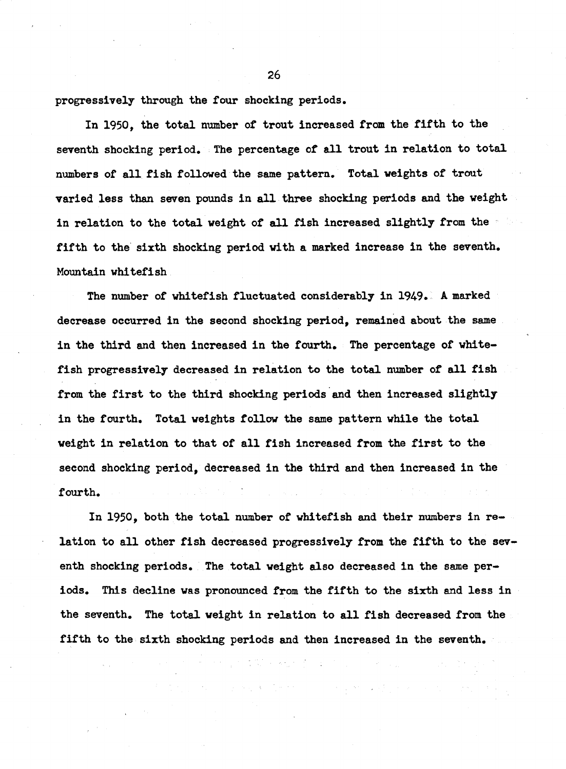progressively through the four shocking periods.

In 1950, the total number of trout increased from the fifth to the seventh shocking period. The percentage of all trout in relation to total numbers of all fish followed the same pattern. Total weights of trout varied less than seven pounds in all three shocking periods and the weight in relation to the total weight of all fish increased slightly from the fifth to the sixth shocking period with a marked increase in the seventh.

Mountain whitefish

The number of whitefish fluctuated considerably in 1949. A marked decrease occurred in the second shocking period, remained about the same in the third and then increased in the fourth. The percentage of whitefish progressively decreased in relation to the total number of all fish from the first to the third shocking periods and then increased slightly in the fourth. Total weights follow the same pattern while the total weight in relation to that of all fish increased from the first to the second shocking period, decreased in the third and then increased in the fourth.

In 1950, both the total number of whitefish and their numbers in relation to all other fish decreased progressively from the fifth to the seventh shocking periods. The total weight also decreased in the same periods. This decline was pronounced from the fifth to the sixth and less in the seventh. The total weight in relation to all fish decreased from the fifth to the sixth shocking periods and then increased in the seventh.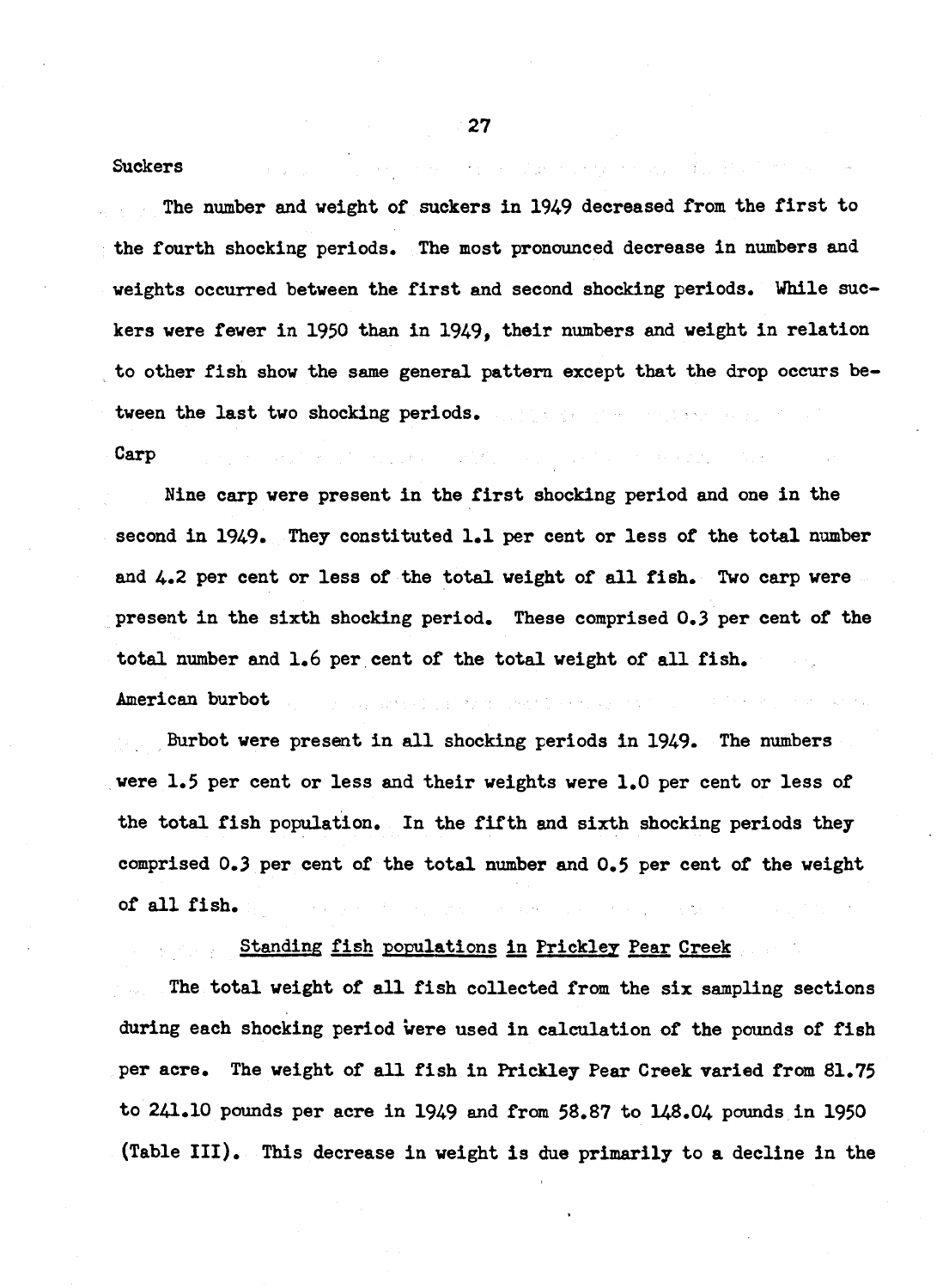Suckers

The number and weight of suckers in 1949 decreased from the first to the fourth shocking periods. The most pronounced decrease in numbers and weights occurred between the first and second shocking periods. While suckers were fewer in 1950 than in 1949, their numbers and weight in relation to other fish show the same general pattern except that the drop occurs between the last two shocking periods.

Carp

Nine carp were present in the first shocking period and one in the second in 1949. They constituted 1.1 per cent or less of the total number and 4.2 per cent or less of the total weight of all fish. Two carp were present in the sixth shocking period. These comprised 0.3 per cent of the total number and 1.6 per cent of the total weight of all fish.

American burbot

Burbot were present in all shocking periods in 1949. The numbers were 1.5 per cent or less and their weights were 1.0 per cent or less of the total fish population. In the fifth and sixth shocking periods they comprised 0.3 per cent of the total number and 0.5 per cent of the weight of all fish.

## Standing fish populations in Prickley Pear Creek

The total weight of all fish collected from the six sampling sections during each shocking period were used in calculation of the pounds of fish per acre. The weight of all fish in Prickley Pear Creek varied from 81.75 to 241.10 pounds per acre in 1949 and from 58.87 to 148.04 pounds in 1950 (Table III). This decrease in weight is due primarily to a decline in the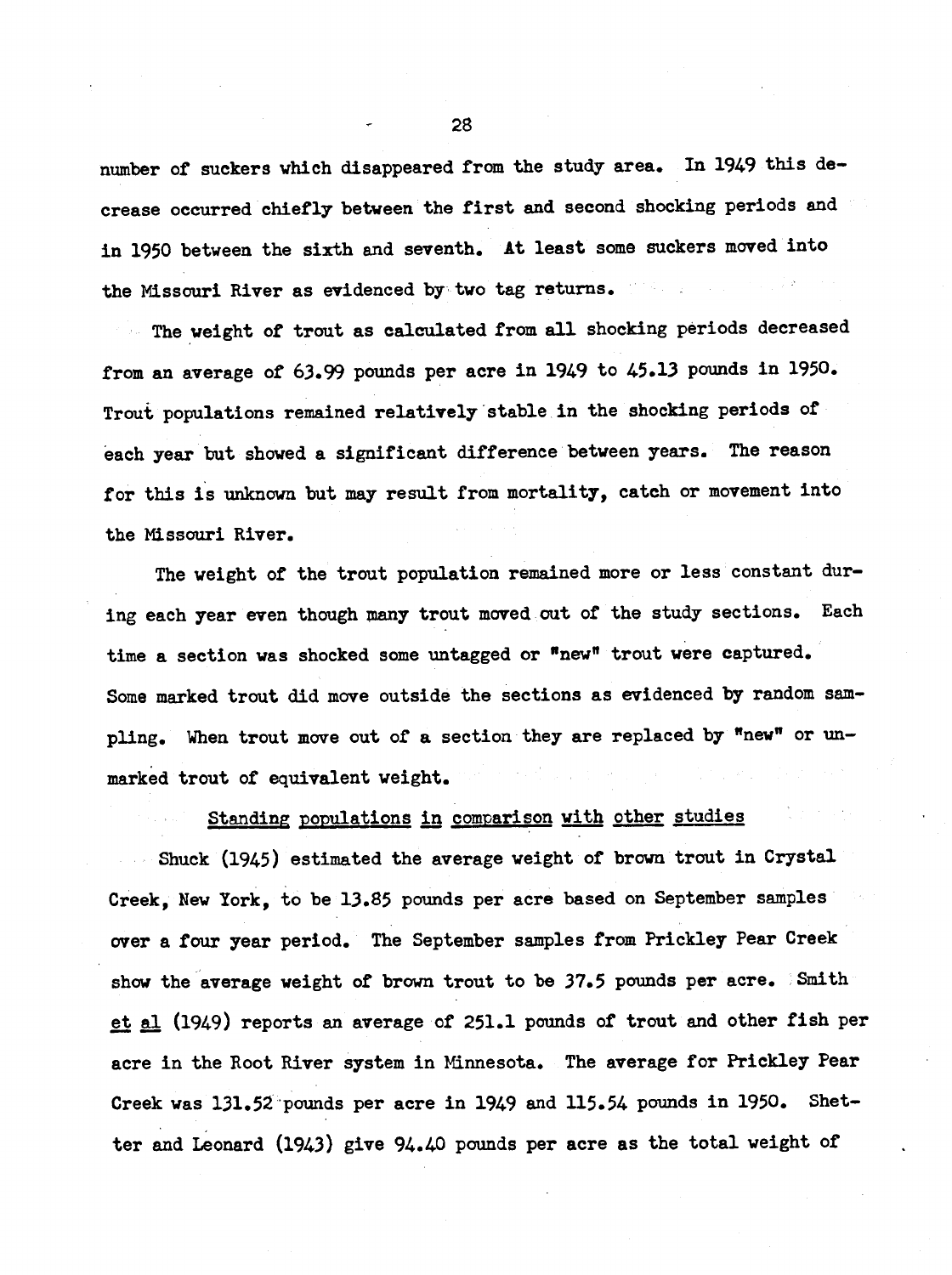number of suckers which disappeared from the study area. In 1949 this decrease occurred chiefly between the first and second shocking periods and in 1950 between the sixth and seventh. At least some suckers moved into the Missouri River as evidenced by two tag returns.

The weight of trout as calculated from all shocking periods decreased from an average of 63.99 pounds per acre in 1949 to 45.13 pounds in 1950. Trout populations remained relatively stable in the shocking periods of each year but showed a significant difference between years. The reason for this is unknown but may result from mortality, catch or movement into the Missouri River.

The weight of the trout population remained more or less constant during each year even though many trout moved out of the study sections. Each time a section was shocked some untagged or "new" trout were captured. Some marked trout did move outside the sections as evidenced by random sampling. When trout move out of a section they are replaced by "new" or unmarked trout of equivalent weight.

## Standing populations in comparison with other studies

Shuck (1945) estimated the average weight of brown trout in Crystal Creek, New York, to be 13.85 pounds per acre based on September samples over a four year period. The September samples from Prickley Pear Creek show the average weight of brown trout to be 37.5 pounds per acre. Smith *et al* (1949) reports an average of 251.1 pounds of trout and other fish per acre in the Root River system in Minnesota. The average for Prickley Pear Creek was 131.52 pounds per acre in 1949 and 115.54 pounds in 1950. Shetter and Leonard (1943) give 94.40 pounds per acre as the total weight of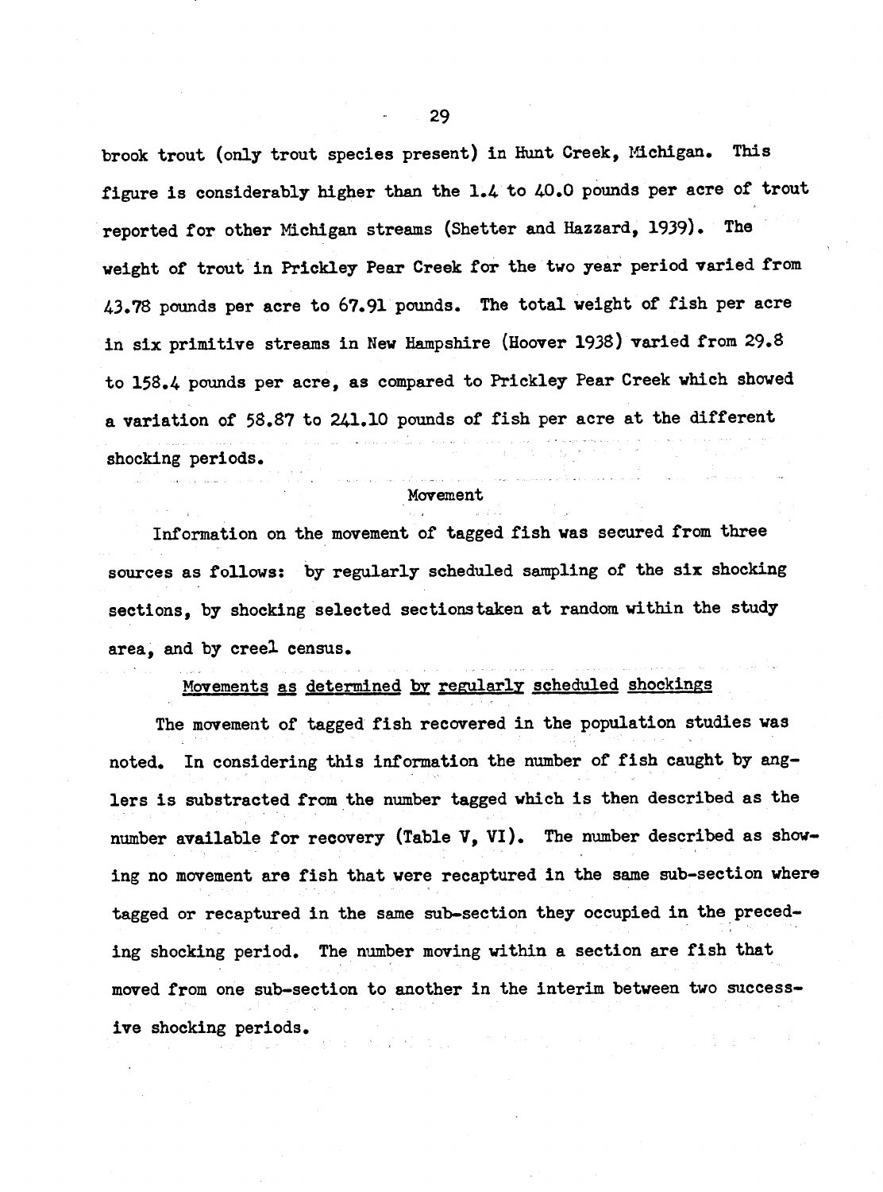brook trout (only trout species present) in Hunt Creek, Michigan. This figure is considerably higher than the 1.4 to 40.0 pounds per acre of trout reported for other Michigan streams (Shetter and Hazzard, 1939). The weight of trout in Prickley Pear Creek for the two year period varied from 43.78 pounds per acre to 67.91 pounds. The total weight of fish per acre in six primitive streams in New Hampshire (Hoover 1938) varied from 29.8 to 158.4 pounds per acre, as compared to Prickley Pear Creek which showed a variation of 58.87 to 241.10 pounds of fish per acre at the different shocking periods.

## Movement

Information on the movement of tagged fish was secured from three sources as follows: by regularly scheduled sampling of the six shocking sections, by shocking selected sectionstaken at random within the study area, and by creel census.

### Movements as determined by regularly scheduled shockings

The movement of tagged fish recovered in the population studies was noted. In considering this information the number of fish caught by anglers is substracted from the number tagged which is then described as the number available for recovery (Table V, VI). The number described as showing no movement are fish that were recaptured in the same sub-section where tagged or recaptured in the same sub-section they occupied in the preceding shocking period. The number moving within a section are fish that moved from one sub-section to another in the interim between two successive shocking periods.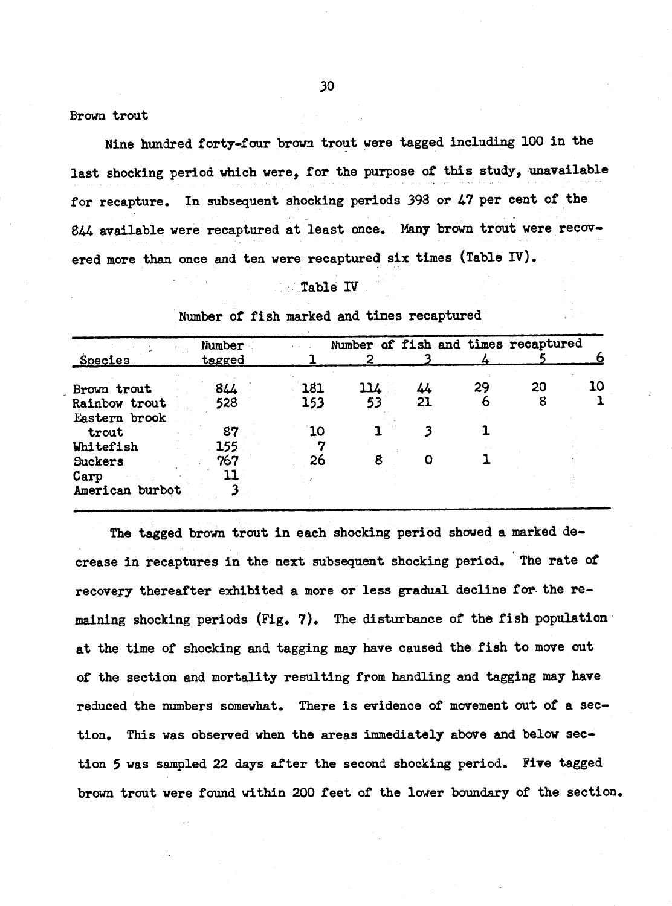Brown trout

Nine hundred forty-four brown trout were tagged including 100 in the last shocking period which were, for the purpose of this study, unavailable for recapture. In subsequent shocking periods 398 or 47 per cent of the 844 available were recaptured at least once. Many brown trout were recovered more than once and ten were recaptured six times (Table IV).

Table IV

Number of fish marked and times recaptured

| Species | Number tagged | Number of fish and times recaptured | | | | | |
|---|---|---|---|---|---|---|---|
| | | 1 | 2 | 3 | 4 | 5 | 6 |
| Brown trout | 844 | 181 | 114 | 44 | 29 | 20 | 10 |
| Rainbow trout | 528 | 153 | 53 | 21 | 6 | 8 | 1 |
| Eastern brook trout | 87 | 10 | 1 | 3 | 1 | | |
| Whitefish | 155 | 7 | | | | | |
| Suckers | 767 | 26 | 8 | 0 | 1 | | |
| Carp | 11 | | | | | | |
| American burbot | 3 | | | | | | |

The tagged brown trout in each shocking period showed a marked decrease in recaptures in the next subsequent shocking period. The rate of recovery thereafter exhibited a more or less gradual decline for the remaining shocking periods (Fig. 7). The disturbance of the fish population at the time of shocking and tagging may have caused the fish to move out of the section and mortality resulting from handling and tagging may have reduced the numbers somewhat. There is evidence of movement out of a section. This was observed when the areas immediately above and below section 5 was sampled 22 days after the second shocking period. Five tagged brown trout were found within 200 feet of the lower boundary of the section.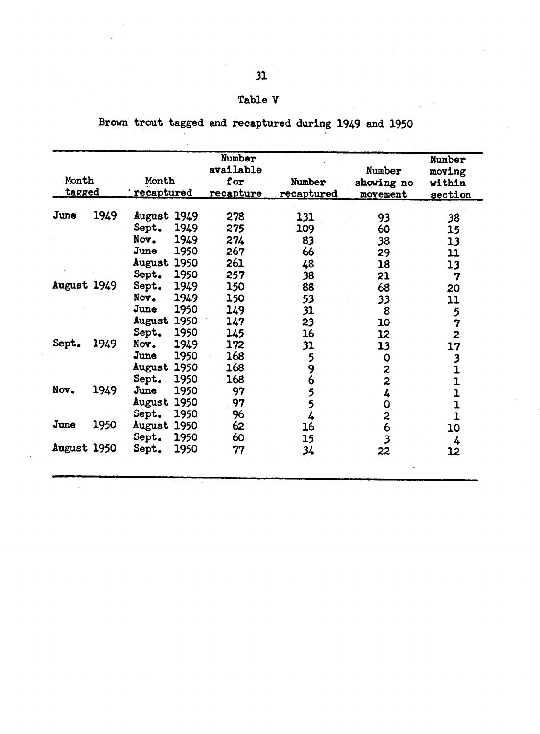Table V

Brown trout tagged and recaptured during 1949 and 1950

| Month tagged | Month recaptured | Number available for recapture | Number recaptured | Number showing no movement | Number moving within section |
|---|---|---|---|---|---|
| June 1949 | August 1949 | 278 | 131 | 93 | 38 |
| | Sept. 1949 | 275 | 109 | 60 | 15 |
| | Nov. 1949 | 274 | 83 | 38 | 13 |
| | June 1950 | 267 | 66 | 29 | 11 |
| | August 1950 | 261 | 48 | 18 | 13 |
| | Sept. 1950 | 257 | 38 | 21 | 7 |
| August 1949 | Sept. 1949 | 150 | 88 | 68 | 20 |
| | Nov. 1949 | 150 | 53 | 33 | 11 |
| | June 1950 | 149 | 31 | 8 | 5 |
| | August 1950 | 147 | 23 | 10 | 7 |
| | Sept. 1950 | 145 | 16 | 12 | 2 |
| Sept. 1949 | Nov. 1949 | 172 | 31 | 13 | 17 |
| | June 1950 | 168 | 5 | 0 | 3 |
| | August 1950 | 168 | 9 | 2 | 1 |
| | Sept. 1950 | 168 | 6 | 2 | 1 |
| Nov. 1949 | June 1950 | 97 | 5 | 4 | 1 |
| | August 1950 | 97 | 5 | 0 | 1 |
| | Sept. 1950 | 96 | 4 | 2 | 1 |
| June 1950 | August 1950 | 62 | 16 | 6 | 10 |
| | Sept. 1950 | 60 | 15 | 3 | 4 |
| August 1950 | Sept. 1950 | 77 | 34 | 22 | 12 |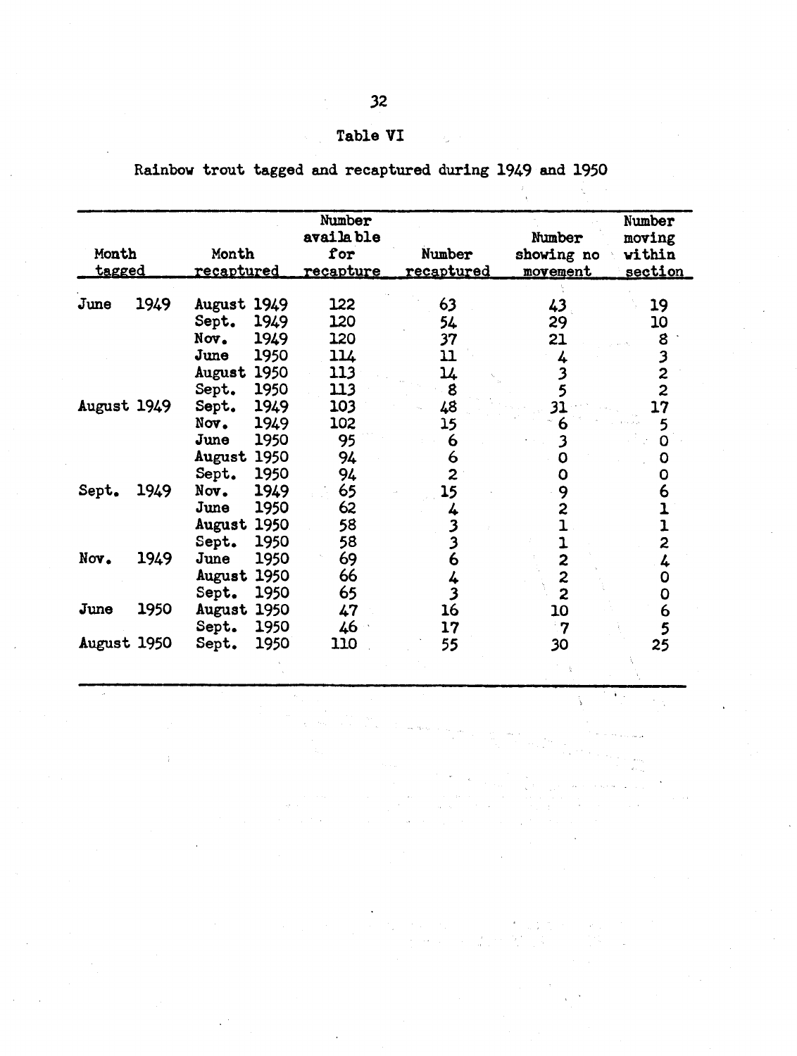Table VI

Rainbow trout tagged and recaptured during 1949 and 1950

| Month tagged | Month recaptured | Number available for recapture | Number recaptured | Number showing no movement | Number moving within section |
|---|---|---|---|---|---|
| June 1949 | August 1949 | 122 | 63 | 43 | 19 |
| | Sept. 1949 | 120 | 54 | 29 | 10 |
| | Nov. 1949 | 120 | 37 | 21 | 8 |
| | June 1950 | 114 | 11 | 4 | 3 |
| | August 1950 | 113 | 14 | 3 | 2 |
| | Sept. 1950 | 113 | 8 | 5 | 2 |
| August 1949 | Sept. 1949 | 103 | 48 | 31 | 17 |
| | Nov. 1949 | 102 | 15 | 6 | 5 |
| | June 1950 | 95 | 6 | 3 | 0 |
| | August 1950 | 94 | 6 | 0 | 0 |
| | Sept. 1950 | 94 | 2 | 0 | 0 |
| Sept. 1949 | Nov. 1949 | 65 | 15 | 9 | 6 |
| | June 1950 | 62 | 4 | 2 | 1 |
| | August 1950 | 58 | 3 | 1 | 1 |
| | Sept. 1950 | 58 | 3 | 1 | 2 |
| Nov. 1949 | June 1950 | 69 | 6 | 2 | 4 |
| | August 1950 | 66 | 4 | 2 | 0 |
| | Sept. 1950 | 65 | 3 | 2 | 0 |
| June 1950 | August 1950 | 47 | 16 | 10 | 6 |
| | Sept. 1950 | 46 | 17 | 7 | 5 |
| August 1950 | Sept. 1950 | 110 | 55 | 30 | 25 |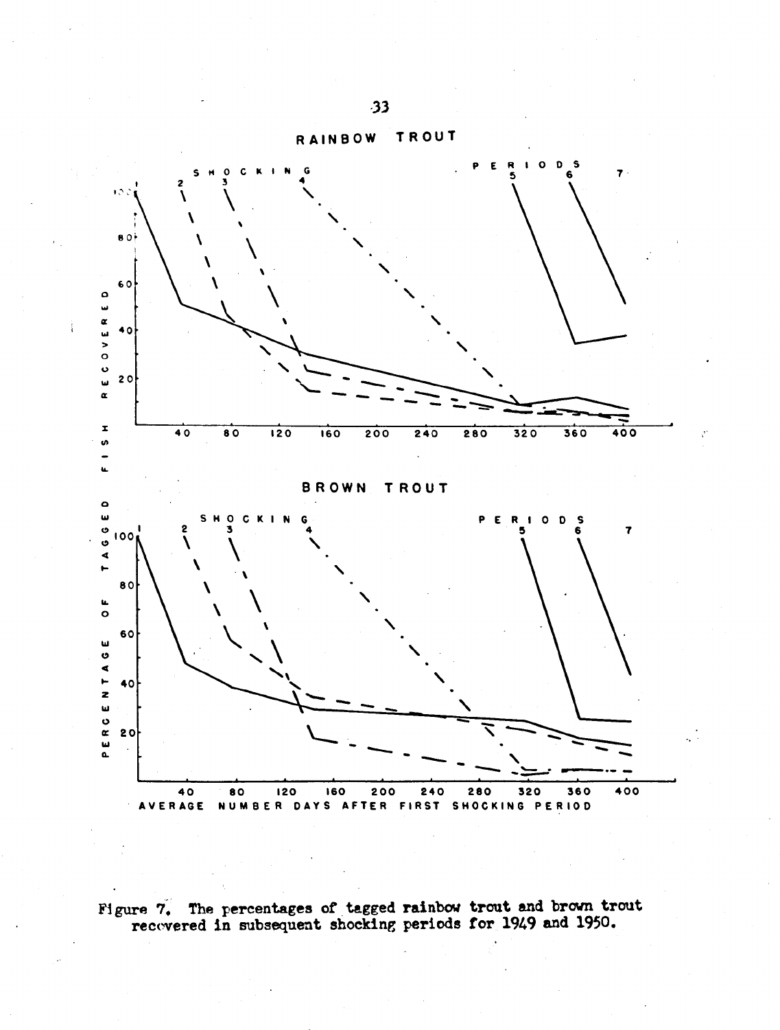Figure 7. The percentages of tagged rainbow trout and brown trout recovered in subsequent shocking periods for 1949 and 1950.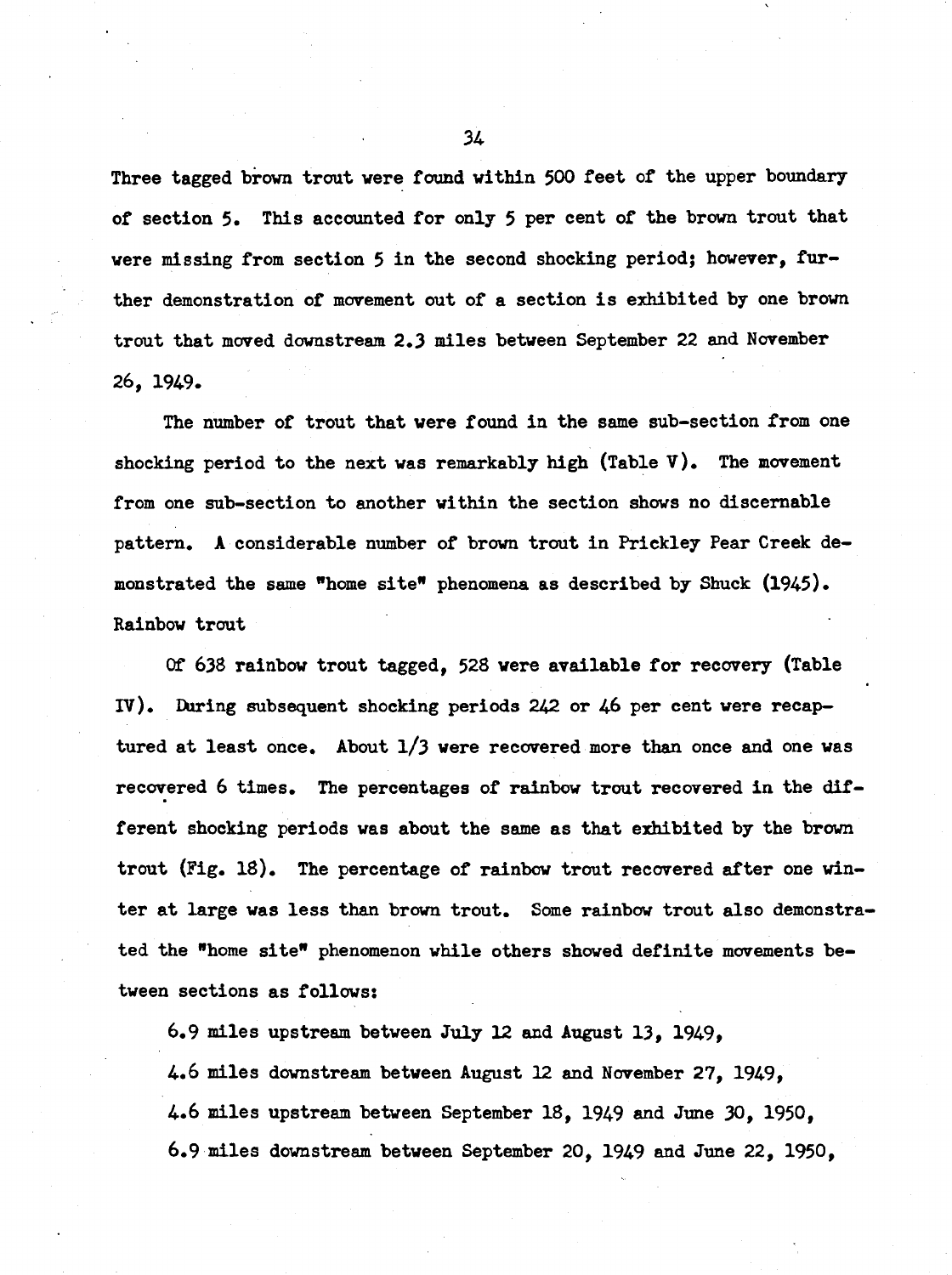Three tagged brown trout were found within 500 feet of the upper boundary of section 5. This accounted for only 5 per cent of the brown trout that were missing from section 5 in the second shocking period; however, further demonstration of movement out of a section is exhibited by one brown trout that moved downstream 2.3 miles between September 22 and November 26, 1949.

The number of trout that were found in the same sub-section from one shocking period to the next was remarkably high (Table V). The movement from one sub-section to another within the section shows no discernable pattern. A considerable number of brown trout in Prickley Pear Creek demonstrated the same "home site" phenomena as described by Shuck (1945).

Rainbow trout

Of 638 rainbow trout tagged, 528 were available for recovery (Table IV). During subsequent shocking periods 242 or 46 per cent were recaptured at least once. About 1/3 were recovered more than once and one was recovered 6 times. The percentages of rainbow trout recovered in the different shocking periods was about the same as that exhibited by the brown trout (Fig. 18). The percentage of rainbow trout recovered after one winter at large was less than brown trout. Some rainbow trout also demonstrated the "home site" phenomenon while others showed definite movements between sections as follows:

6.9 miles upstream between July 12 and August 13, 1949,

4.6 miles downstream between August 12 and November 27, 1949,

4.6 miles upstream between September 18, 1949 and June 30, 1950,

6.9 miles downstream between September 20, 1949 and June 22, 1950,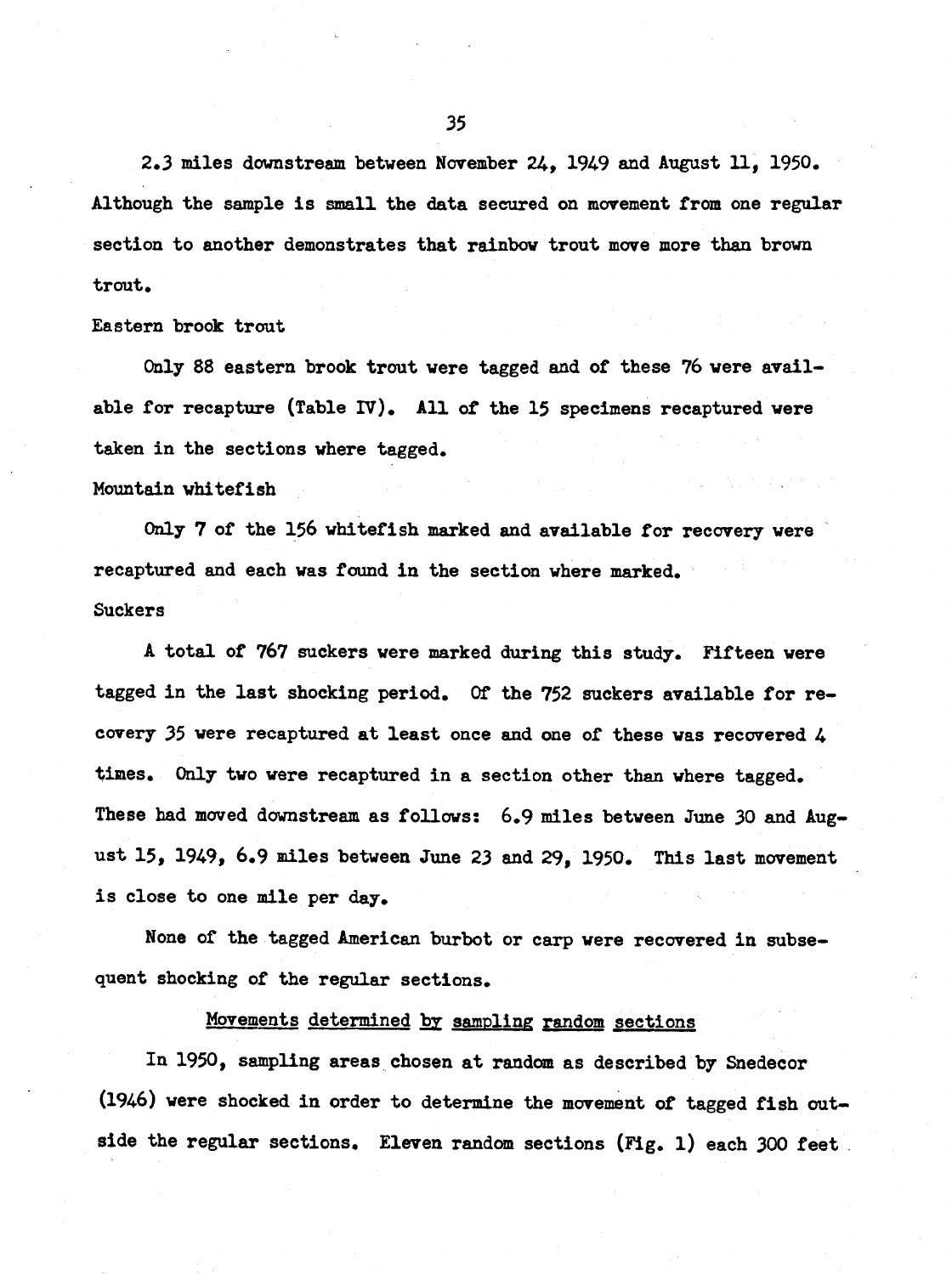2.3 miles downstream between November 24, 1949 and August 11, 1950. Although the sample is small the data secured on movement from one regular section to another demonstrates that rainbow trout move more than brown trout.

Eastern brook trout

Only 88 eastern brook trout were tagged and of these 76 were available for recapture (Table IV). All of the 15 specimens recaptured were taken in the sections where tagged.

Mountain whitefish

Only 7 of the 156 whitefish marked and available for recovery were recaptured and each was found in the section where marked.

Suckers

A total of 767 suckers were marked during this study. Fifteen were tagged in the last shocking period. Of the 752 suckers available for recovery 35 were recaptured at least once and one of these was recovered 4 times. Only two were recaptured in a section other than where tagged. These had moved downstream as follows: 6.9 miles between June 30 and August 15, 1949, 6.9 miles between June 23 and 29, 1950. This last movement is close to one mile per day.

None of the tagged American burbot or carp were recovered in subsequent shocking of the regular sections.

## Movements determined by sampling random sections

In 1950, sampling areas chosen at random as described by Snedecor (1946) were shocked in order to determine the movement of tagged fish outside the regular sections. Eleven random sections (Fig. 1) each 300 feet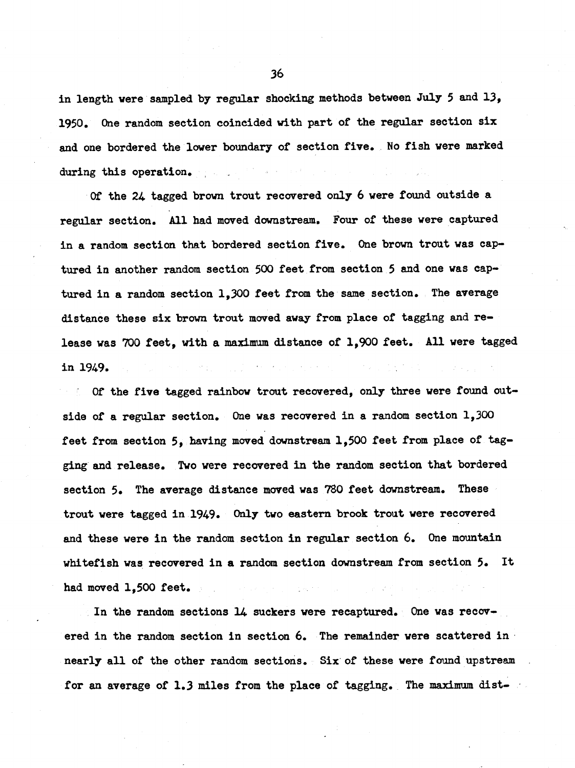in length were sampled by regular shocking methods between July 5 and 13, 1950. One random section coincided with part of the regular section six and one bordered the lower boundary of section five. No fish were marked during this operation.

Of the 24 tagged brown trout recovered only 6 were found outside a regular section. All had moved downstream. Four of these were captured in a random section that bordered section five. One brown trout was captured in another random section 500 feet from section 5 and one was captured in a random section 1,300 feet from the same section. The average distance these six brown trout moved away from place of tagging and release was 700 feet, with a maximum distance of 1,900 feet. All were tagged in 1949.

Of the five tagged rainbow trout recovered, only three were found outside of a regular section. One was recovered in a random section 1,300 feet from section 5, having moved downstream 1,500 feet from place of tagging and release. Two were recovered in the random section that bordered section 5. The average distance moved was 780 feet downstream. These trout were tagged in 1949. Only two eastern brook trout were recovered and these were in the random section in regular section 6. One mountain whitefish was recovered in a random section downstream from section 5. It had moved 1,500 feet.

In the random sections 14 suckers were recaptured. One was recovered in the random section in section 6. The remainder were scattered in nearly all of the other random sections. Six of these were found upstream for an average of 1.3 miles from the place of tagging. The maximum dist-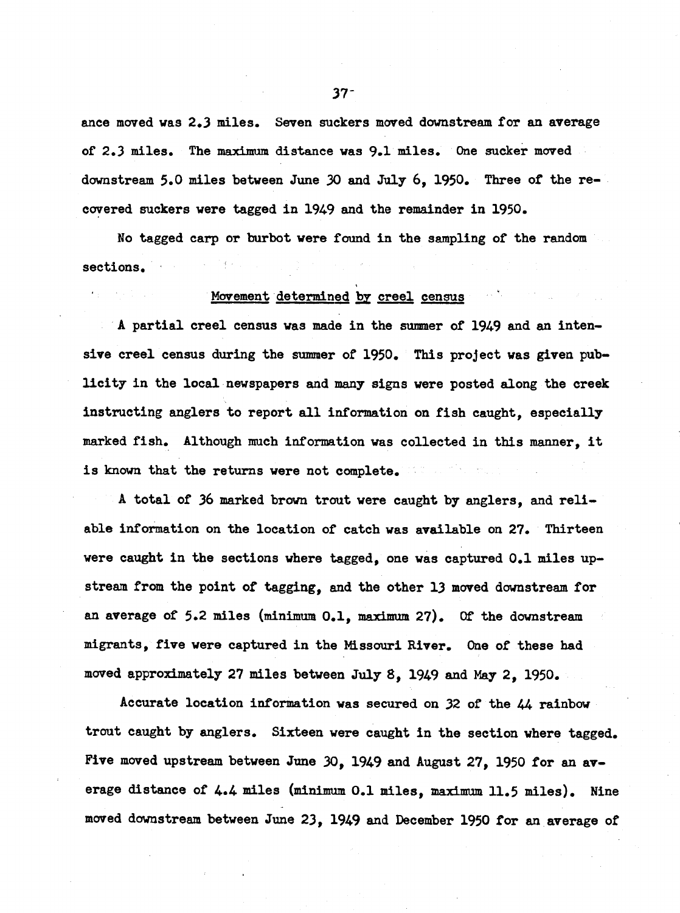ance moved was 2.3 miles. Seven suckers moved downstream for an average of 2.3 miles. The maximum distance was 9.1 miles. One sucker moved downstream 5.0 miles between June 30 and July 6, 1950. Three of the recovered suckers were tagged in 1949 and the remainder in 1950.

No tagged carp or burbot were found in the sampling of the random sections.

### Movement determined by creel census

A partial creel census was made in the summer of 1949 and an intensive creel census during the summer of 1950. This project was given publicity in the local newspapers and many signs were posted along the creek instructing anglers to report all information on fish caught, especially marked fish. Although much information was collected in this manner, it is known that the returns were not complete.

A total of 36 marked brown trout were caught by anglers, and reliable information on the location of catch was available on 27. Thirteen were caught in the sections where tagged, one was captured 0.1 miles upstream from the point of tagging, and the other 13 moved downstream for an average of 5.2 miles (minimum 0.1, maximum 27). Of the downstream migrants, five were captured in the Missouri River. One of these had moved approximately 27 miles between July 8, 1949 and May 2, 1950.

Accurate location information was secured on 32 of the 44 rainbow trout caught by anglers. Sixteen were caught in the section where tagged. Five moved upstream between June 30, 1949 and August 27, 1950 for an average distance of 4.4 miles (minimum 0.1 miles, maximum 11.5 miles). Nine moved downstream between June 23, 1949 and December 1950 for an average of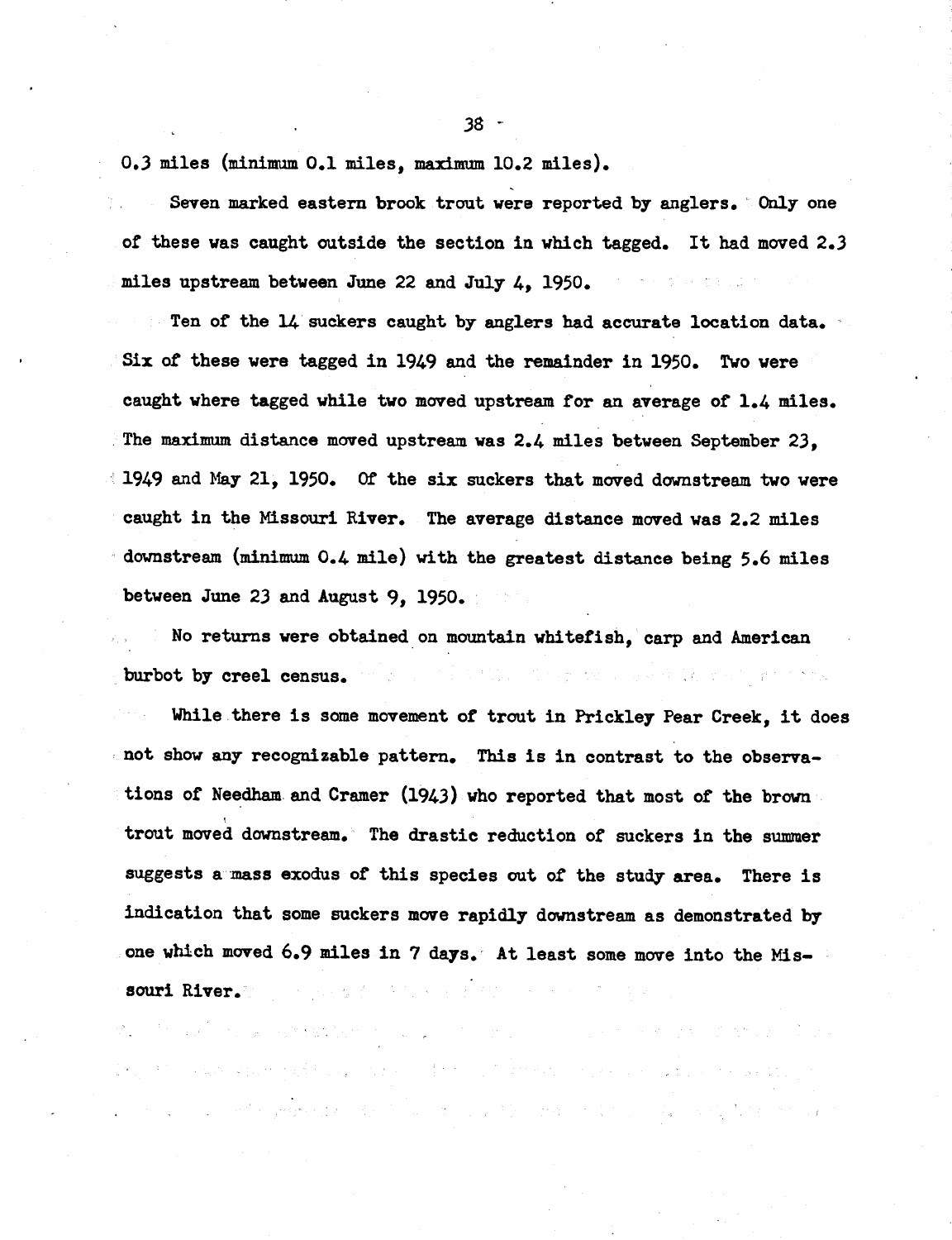0.3 miles (minimum 0.1 miles, maximum 10.2 miles).

Seven marked eastern brook trout were reported by anglers. Only one of these was caught outside the section in which tagged. It had moved 2.3 miles upstream between June 22 and July 4, 1950.

Ten of the 14 suckers caught by anglers had accurate location data. Six of these were tagged in 1949 and the remainder in 1950. Two were caught where tagged while two moved upstream for an average of 1.4 miles. The maximum distance moved upstream was 2.4 miles between September 23, 1949 and May 21, 1950. Of the six suckers that moved downstream two were caught in the Missouri River. The average distance moved was 2.2 miles downstream (minimum 0.4 mile) with the greatest distance being 5.6 miles between June 23 and August 9, 1950.

No returns were obtained on mountain whitefish, carp and American burbot by creel census.

While there is some movement of trout in Prickley Pear Creek, it does not show any recognizable pattern. This is in contrast to the observations of Needham and Cramer (1943) who reported that most of the brown trout moved downstream. The drastic reduction of suckers in the summer suggests a mass exodus of this species out of the study area. There is indication that some suckers move rapidly downstream as demonstrated by one which moved 6.9 miles in 7 days. At least some move into the Missouri River.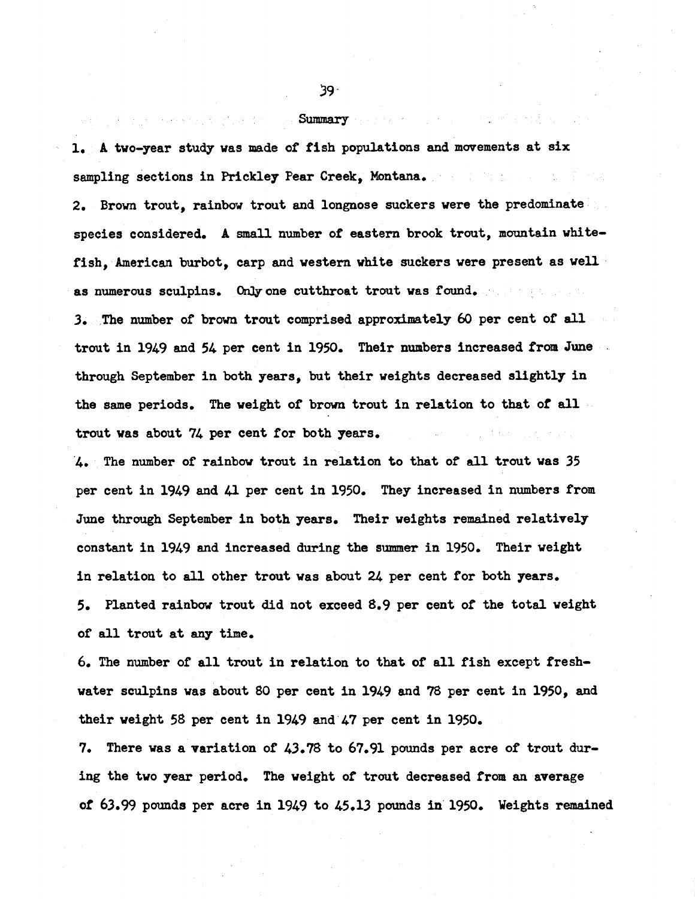## Summary

1. A two-year study was made of fish populations and movements at six sampling sections in Prickley Pear Creek, Montana.
2. Brown trout, rainbow trout and longnose suckers were the predominate species considered. A small number of eastern brook trout, mountain whitefish, American burbot, carp and western white suckers were present as well as numerous sculpins. Only one cutthroat trout was found.
3. The number of brown trout comprised approximately 60 per cent of all trout in 1949 and 54 per cent in 1950. Their numbers increased from June through September in both years, but their weights decreased slightly in the same periods. The weight of brown trout in relation to that of all trout was about 74 per cent for both years.
4. The number of rainbow trout in relation to that of all trout was 35 per cent in 1949 and 41 per cent in 1950. They increased in numbers from June through September in both years. Their weights remained relatively constant in 1949 and increased during the summer in 1950. Their weight in relation to all other trout was about 24 per cent for both years.
5. Planted rainbow trout did not exceed 8.9 per cent of the total weight of all trout at any time.
6. The number of all trout in relation to that of all fish except fresh-water sculpins was about 80 per cent in 1949 and 78 per cent in 1950, and their weight 58 per cent in 1949 and 47 per cent in 1950.
7. There was a variation of 43.78 to 67.91 pounds per acre of trout during the two year period. The weight of trout decreased from an average of 63.99 pounds per acre in 1949 to 45.13 pounds in 1950. Weights remained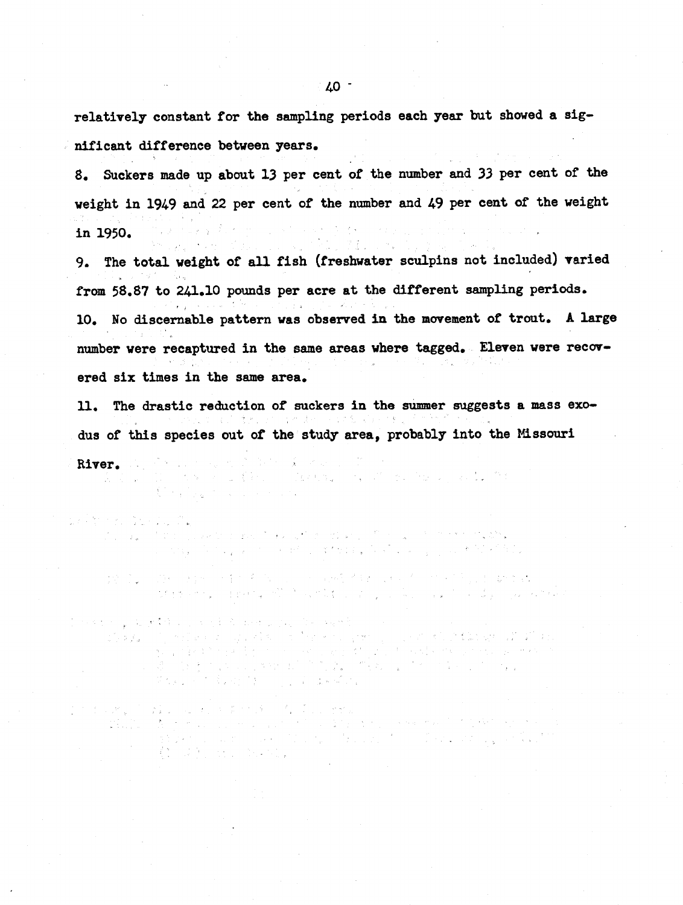relatively constant for the sampling periods each year but showed a significant difference between years.

8. Suckers made up about 13 per cent of the number and 33 per cent of the weight in 1949 and 22 per cent of the number and 49 per cent of the weight in 1950.

9. The total weight of all fish (freshwater sculpins not included) varied from 58.87 to 241.10 pounds per acre at the different sampling periods.

10. No discernable pattern was observed in the movement of trout. A large number were recaptured in the same areas where tagged. Eleven were recovered six times in the same area.

11. The drastic reduction of suckers in the summer suggests a mass exodus of this species out of the study area, probably into the Missouri River.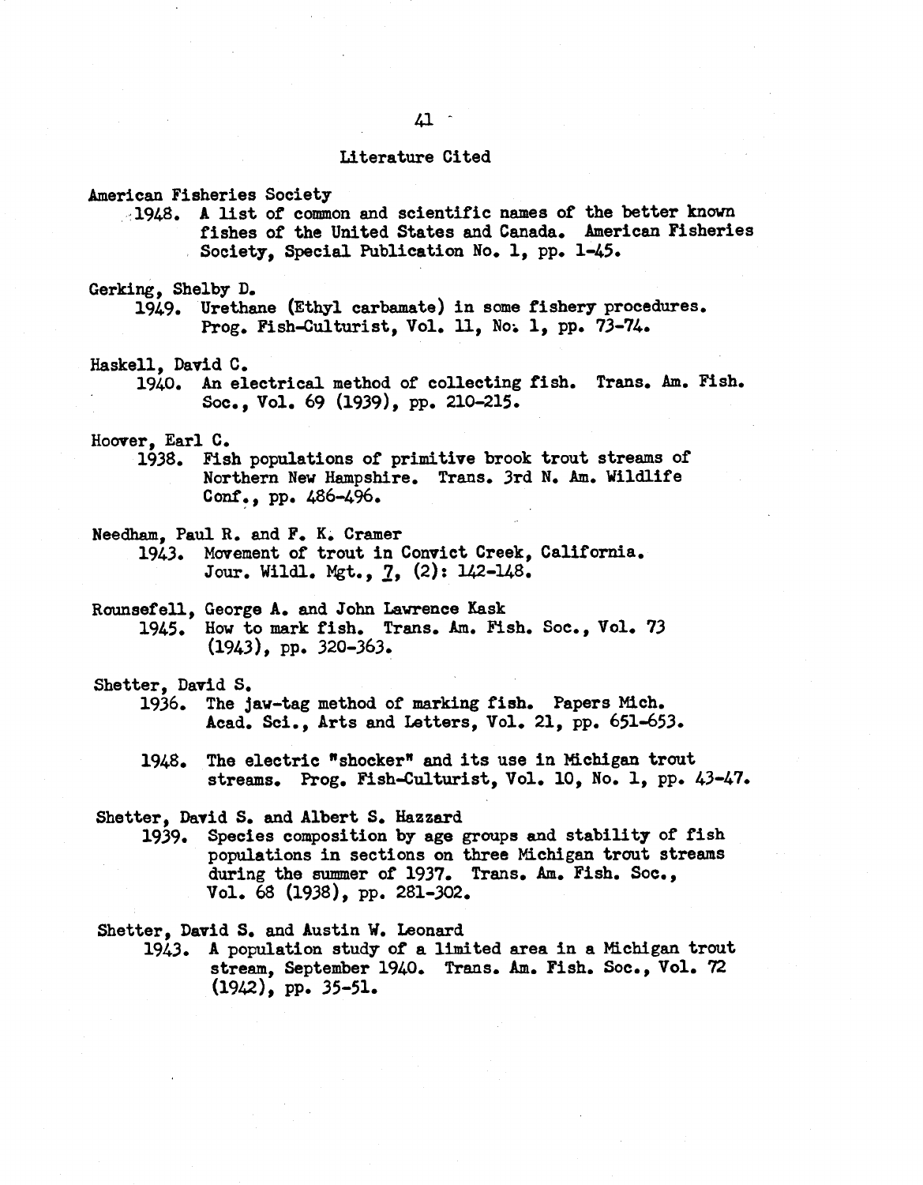## Literature Cited

American Fisheries Society

1948. A list of common and scientific names of the better known fishes of the United States and Canada. American Fisheries Society, Special Publication No. 1, pp. 1-45.

Gerking, Shelby D.

1949. Urethane (Ethyl carbamate) in some fishery procedures. Prog. Fish-Culturist, Vol. 11, No. 1, pp. 73-74.

Haskell, David C.

1940. An electrical method of collecting fish. Trans. Am. Fish. Soc., Vol. 69 (1939), pp. 210-215.

Hoover, Earl C.

1938. Fish populations of primitive brook trout streams of Northern New Hampshire. Trans. 3rd N. Am. Wildlife Conf., pp. 486-496.

Needham, Paul R. and F. K. Cramer

1943. Movement of trout in Convict Creek, California. Jour. Wildl. Mgt., 7, (2): 142-148.

Rounsefell, George A. and John Lawrence Kask

1945. How to mark fish. Trans. Am. Fish. Soc., Vol. 73 (1943), pp. 320-363.

Shetter, David S.

1936. The jaw-tag method of marking fish. Papers Mich. Acad. Sci., Arts and Letters, Vol. 21, pp. 651-653.

1948. The electric "shocker" and its use in Michigan trout streams. Prog. Fish-Culturist, Vol. 10, No. 1, pp. 43-47.

Shetter, David S. and Albert S. Hazzard

1939. Species composition by age groups and stability of fish populations in sections on three Michigan trout streams during the summer of 1937. Trans. Am. Fish. Soc., Vol. 68 (1938), pp. 281-302.

Shetter, David S. and Austin W. Leonard

1943. A population study of a limited area in a Michigan trout stream, September 1940. Trans. Am. Fish. Soc., Vol. 72 (1942), pp. 35-51.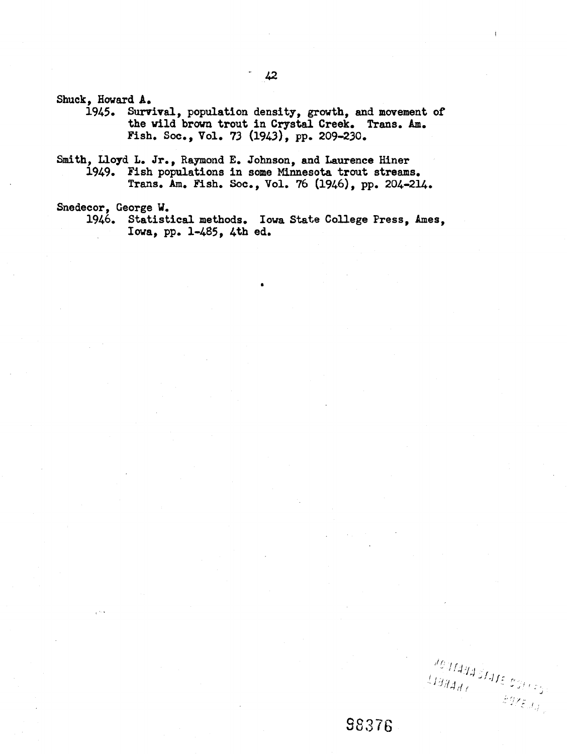Shuck, Howard A.
1945. Survival, population density, growth, and movement of the wild brown trout in Crystal Creek. Trans. Am. Fish. Soc., Vol. 73 (1943), pp. 209-230.

Smith, Lloyd L. Jr., Raymond E. Johnson, and Laurence Hiner
1949. Fish populations in some Minnesota trout streams. Trans. Am. Fish. Soc., Vol. 76 (1946), pp. 204-214.

Snedecor, George W.
1946. Statistical methods. Iowa State College Press, Ames, Iowa, pp. 1-485, 4th ed.

98376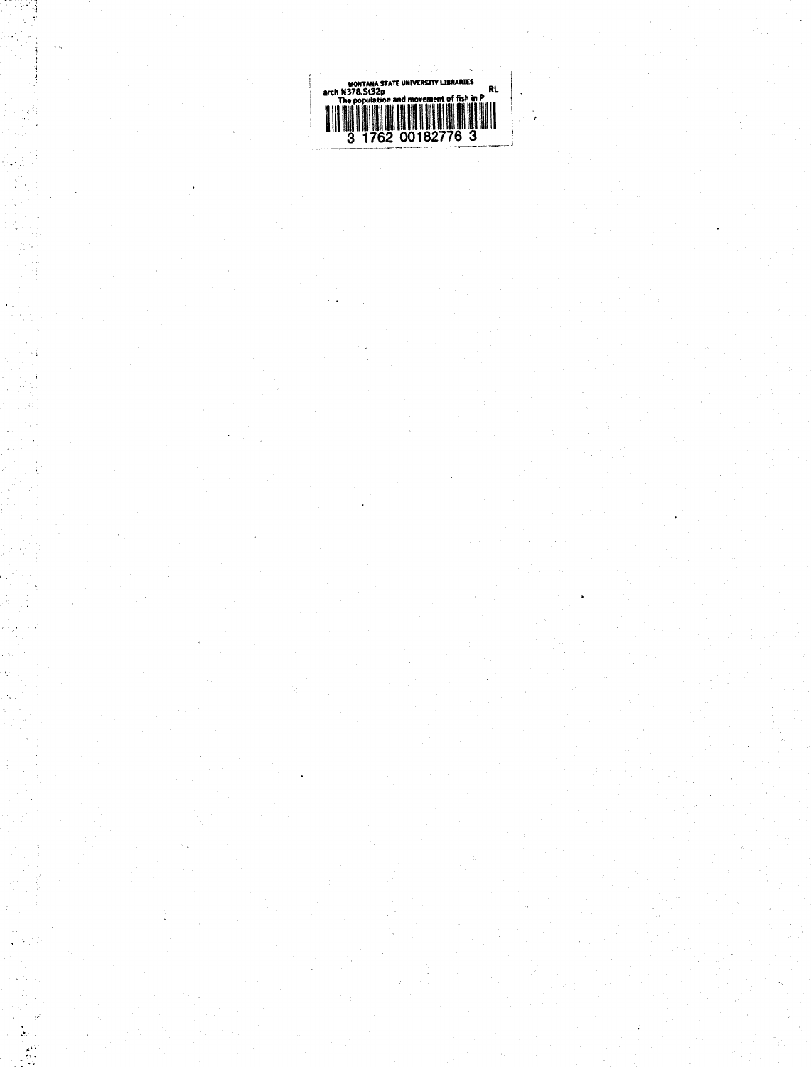MONTANA STATE UNIVERSITY LIBRARIES

arch N378.St32p RL

The population and movement of fish in P

3 1762 00182776 3